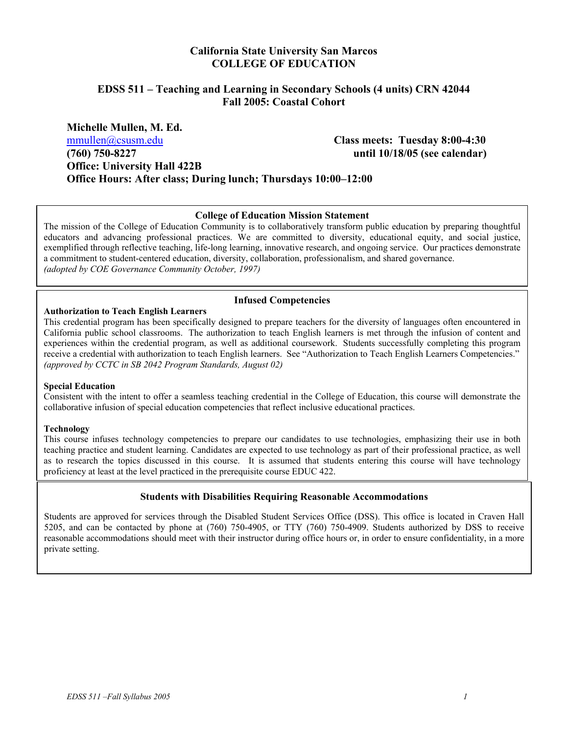# California State University San Marcos
# COLLEGE OF EDUCATION

## EDSS 511 – Teaching and Learning in Secondary Schools (4 units) CRN 42044
## Fall 2005: Coastal Cohort

**Michelle Mullen, M. Ed.**
mmullen@csusm.edu
**(760) 750-8227**
**Office: University Hall 422B**
**Office Hours: After class; During lunch; Thursdays 10:00–12:00**

**Class meets: Tuesday 8:00-4:30 until 10/18/05 (see calendar)**

### College of Education Mission Statement

The mission of the College of Education Community is to collaboratively transform public education by preparing thoughtful educators and advancing professional practices. We are committed to diversity, educational equity, and social justice, exemplified through reflective teaching, life-long learning, innovative research, and ongoing service. Our practices demonstrate a commitment to student-centered education, diversity, collaboration, professionalism, and shared governance.
*(adopted by COE Governance Community October, 1997)*

### Infused Competencies

**Authorization to Teach English Learners**
This credential program has been specifically designed to prepare teachers for the diversity of languages often encountered in California public school classrooms. The authorization to teach English learners is met through the infusion of content and experiences within the credential program, as well as additional coursework. Students successfully completing this program receive a credential with authorization to teach English learners. See "Authorization to Teach English Learners Competencies." *(approved by CCTC in SB 2042 Program Standards, August 02)*

**Special Education**
Consistent with the intent to offer a seamless teaching credential in the College of Education, this course will demonstrate the collaborative infusion of special education competencies that reflect inclusive educational practices.

**Technology**
This course infuses technology competencies to prepare our candidates to use technologies, emphasizing their use in both teaching practice and student learning. Candidates are expected to use technology as part of their professional practice, as well as to research the topics discussed in this course. It is assumed that students entering this course will have technology proficiency at least at the level practiced in the prerequisite course EDUC 422.

### Students with Disabilities Requiring Reasonable Accommodations

Students are approved for services through the Disabled Student Services Office (DSS). This office is located in Craven Hall 5205, and can be contacted by phone at (760) 750-4905, or TTY (760) 750-4909. Students authorized by DSS to receive reasonable accommodations should meet with their instructor during office hours or, in order to ensure confidentiality, in a more private setting.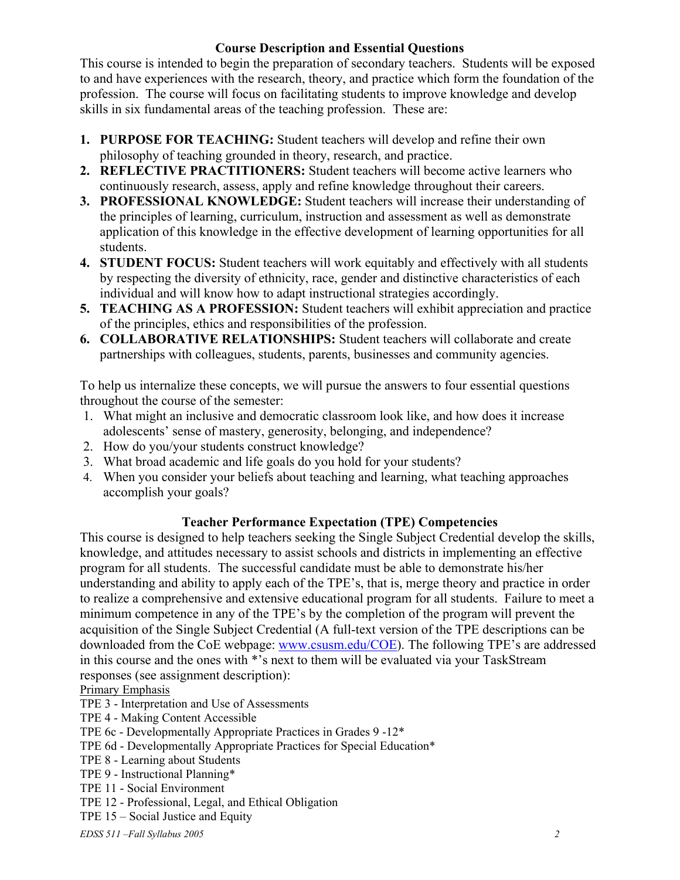## Course Description and Essential Questions

This course is intended to begin the preparation of secondary teachers. Students will be exposed to and have experiences with the research, theory, and practice which form the foundation of the profession. The course will focus on facilitating students to improve knowledge and develop skills in six fundamental areas of the teaching profession. These are:

1. **PURPOSE FOR TEACHING:** Student teachers will develop and refine their own philosophy of teaching grounded in theory, research, and practice.
2. **REFLECTIVE PRACTITIONERS:** Student teachers will become active learners who continuously research, assess, apply and refine knowledge throughout their careers.
3. **PROFESSIONAL KNOWLEDGE:** Student teachers will increase their understanding of the principles of learning, curriculum, instruction and assessment as well as demonstrate application of this knowledge in the effective development of learning opportunities for all students.
4. **STUDENT FOCUS:** Student teachers will work equitably and effectively with all students by respecting the diversity of ethnicity, race, gender and distinctive characteristics of each individual and will know how to adapt instructional strategies accordingly.
5. **TEACHING AS A PROFESSION:** Student teachers will exhibit appreciation and practice of the principles, ethics and responsibilities of the profession.
6. **COLLABORATIVE RELATIONSHIPS:** Student teachers will collaborate and create partnerships with colleagues, students, parents, businesses and community agencies.

To help us internalize these concepts, we will pursue the answers to four essential questions throughout the course of the semester:

1. What might an inclusive and democratic classroom look like, and how does it increase adolescents' sense of mastery, generosity, belonging, and independence?
2. How do you/your students construct knowledge?
3. What broad academic and life goals do you hold for your students?
4. When you consider your beliefs about teaching and learning, what teaching approaches accomplish your goals?

## Teacher Performance Expectation (TPE) Competencies

This course is designed to help teachers seeking the Single Subject Credential develop the skills, knowledge, and attitudes necessary to assist schools and districts in implementing an effective program for all students. The successful candidate must be able to demonstrate his/her understanding and ability to apply each of the TPE's, that is, merge theory and practice in order to realize a comprehensive and extensive educational program for all students. Failure to meet a minimum competence in any of the TPE's by the completion of the program will prevent the acquisition of the Single Subject Credential (A full-text version of the TPE descriptions can be downloaded from the CoE webpage: [www.csusm.edu/COE](www.csusm.edu/COE)). The following TPE's are addressed in this course and the ones with *'s next to them will be evaluated via your TaskStream responses (see assignment description):

Primary Emphasis

TPE 3 - Interpretation and Use of Assessments
TPE 4 - Making Content Accessible
TPE 6c - Developmentally Appropriate Practices in Grades 9 -12*
TPE 6d - Developmentally Appropriate Practices for Special Education*
TPE 8 - Learning about Students
TPE 9 - Instructional Planning*
TPE 11 - Social Environment
TPE 12 - Professional, Legal, and Ethical Obligation
TPE 15 – Social Justice and Equity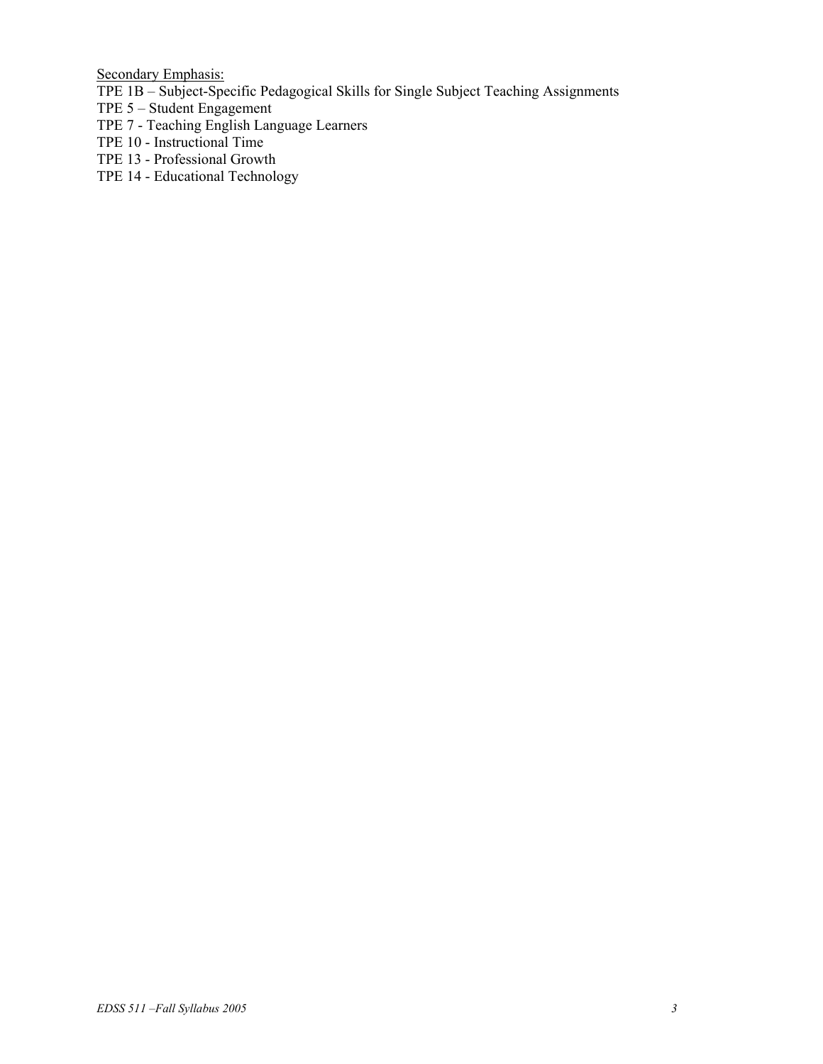<u>Secondary Emphasis:</u>

TPE 1B – Subject-Specific Pedagogical Skills for Single Subject Teaching Assignments
TPE 5 – Student Engagement
TPE 7 - Teaching English Language Learners
TPE 10 - Instructional Time
TPE 13 - Professional Growth
TPE 14 - Educational Technology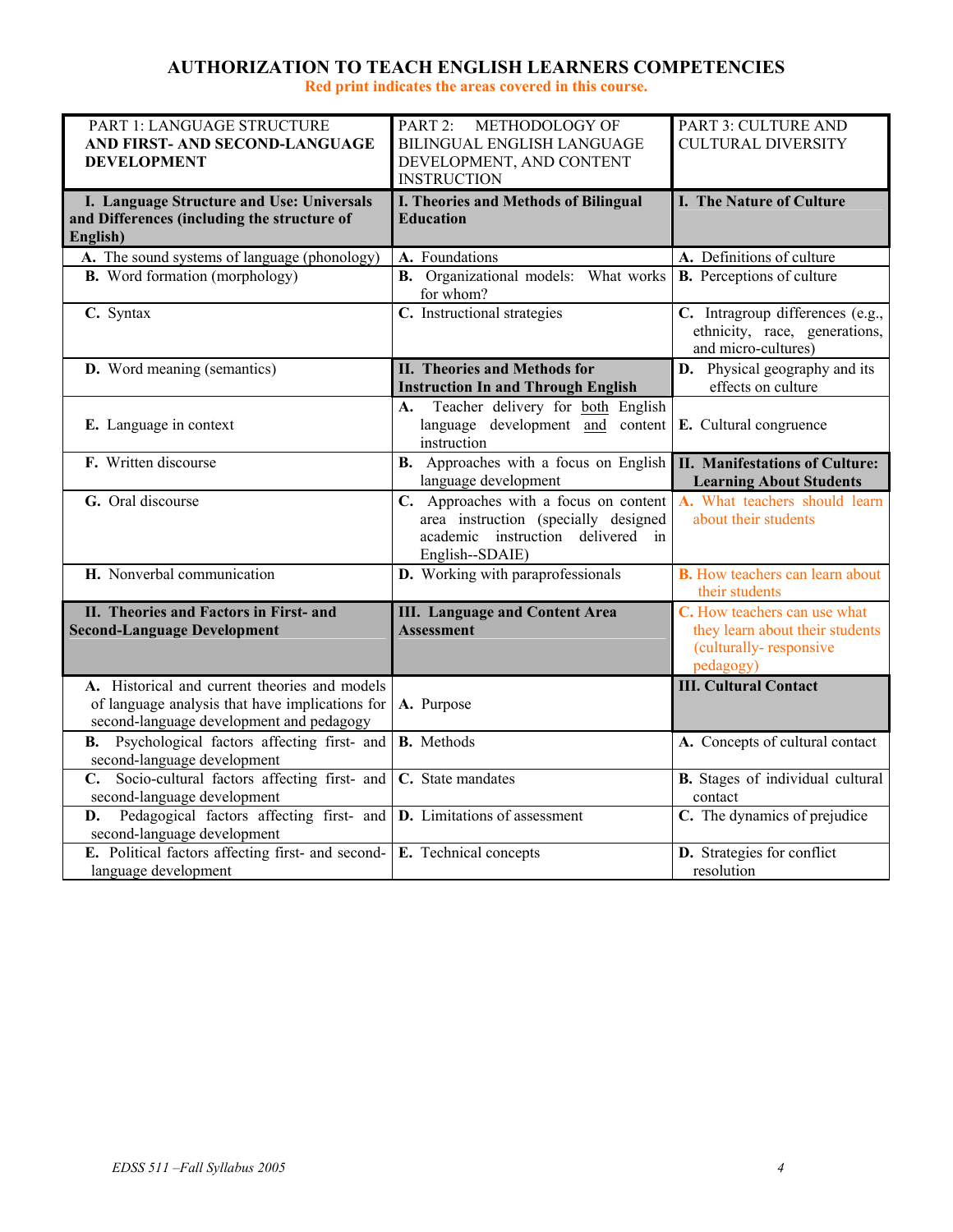# AUTHORIZATION TO TEACH ENGLISH LEARNERS COMPETENCIES

**Red print indicates the areas covered in this course.**

| PART 1: LANGUAGE STRUCTURE **AND FIRST- AND SECOND-LANGUAGE DEVELOPMENT** | PART 2: METHODOLOGY OF BILINGUAL ENGLISH LANGUAGE DEVELOPMENT, AND CONTENT INSTRUCTION | PART 3: CULTURE AND CULTURAL DIVERSITY |
|---|---|---|
| **I. Language Structure and Use: Universals and Differences (including the structure of English)** | **I. Theories and Methods of Bilingual Education** | **I. The Nature of Culture** |
| **A.** The sound systems of language (phonology) | **A.** Foundations | **A.** Definitions of culture |
| **B.** Word formation (morphology) | **B.** Organizational models: What works for whom? | **B.** Perceptions of culture |
| **C.** Syntax | **C.** Instructional strategies | **C.** Intragroup differences (e.g., ethnicity, race, generations, and micro-cultures) |
| **D.** Word meaning (semantics) | **II. Theories and Methods for Instruction In and Through English** | **D.** Physical geography and its effects on culture |
| **E.** Language in context | **A.** Teacher delivery for both English language development and content instruction | **E.** Cultural congruence |
| **F.** Written discourse | **B.** Approaches with a focus on English language development | **II. Manifestations of Culture: Learning About Students** |
| **G.** Oral discourse | **C.** Approaches with a focus on content area instruction (specially designed academic instruction delivered in English--SDAIE) | **A.** What teachers should learn about their students |
| **H.** Nonverbal communication | **D.** Working with paraprofessionals | **B.** How teachers can learn about their students |
| **II. Theories and Factors in First- and Second-Language Development** | **III. Language and Content Area Assessment** | **C.** How teachers can use what they learn about their students (culturally- responsive pedagogy) |
| **A.** Historical and current theories and models of language analysis that have implications for second-language development and pedagogy | **A.** Purpose | **III. Cultural Contact** |
| **B.** Psychological factors affecting first- and second-language development | **B.** Methods | **A.** Concepts of cultural contact |
| **C.** Socio-cultural factors affecting first- and second-language development | **C.** State mandates | **B.** Stages of individual cultural contact |
| **D.** Pedagogical factors affecting first- and second-language development | **D.** Limitations of assessment | **C.** The dynamics of prejudice |
| **E.** Political factors affecting first- and second-language development | **E.** Technical concepts | **D.** Strategies for conflict resolution |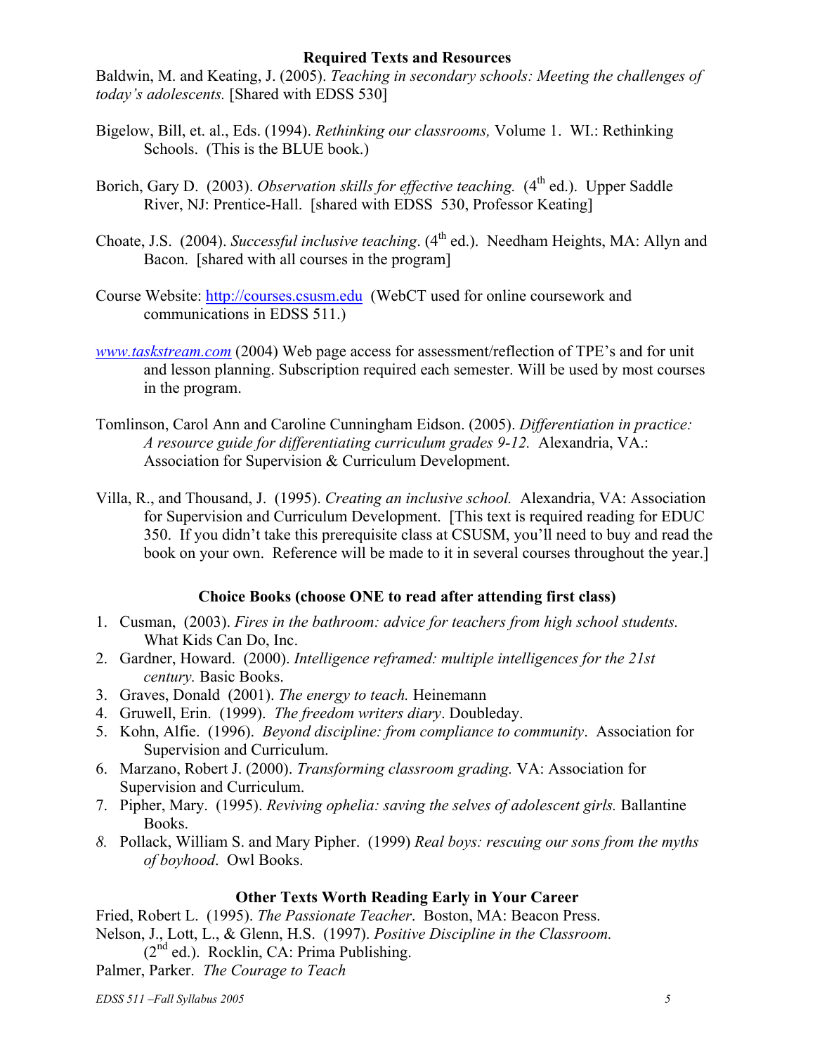## Required Texts and Resources

Baldwin, M. and Keating, J. (2005). *Teaching in secondary schools: Meeting the challenges of today's adolescents.* [Shared with EDSS 530]

Bigelow, Bill, et. al., Eds. (1994). *Rethinking our classrooms,* Volume 1. WI.: Rethinking Schools. (This is the BLUE book.)

Borich, Gary D. (2003). *Observation skills for effective teaching.* (4th ed.). Upper Saddle River, NJ: Prentice-Hall. [shared with EDSS 530, Professor Keating]

Choate, J.S. (2004). *Successful inclusive teaching*. (4th ed.). Needham Heights, MA: Allyn and Bacon. [shared with all courses in the program]

Course Website: http://courses.csusm.edu (WebCT used for online coursework and communications in EDSS 511.)

*www.taskstream.com* (2004) Web page access for assessment/reflection of TPE's and for unit and lesson planning. Subscription required each semester. Will be used by most courses in the program.

Tomlinson, Carol Ann and Caroline Cunningham Eidson. (2005). *Differentiation in practice: A resource guide for differentiating curriculum grades 9-12.* Alexandria, VA.: Association for Supervision & Curriculum Development.

Villa, R., and Thousand, J. (1995). *Creating an inclusive school.* Alexandria, VA: Association for Supervision and Curriculum Development. [This text is required reading for EDUC 350. If you didn't take this prerequisite class at CSUSM, you'll need to buy and read the book on your own. Reference will be made to it in several courses throughout the year.]

## Choice Books (choose ONE to read after attending first class)

1. Cusman, (2003). *Fires in the bathroom: advice for teachers from high school students.* What Kids Can Do, Inc.
2. Gardner, Howard. (2000). *Intelligence reframed: multiple intelligences for the 21st century.* Basic Books.
3. Graves, Donald (2001). *The energy to teach.* Heinemann
4. Gruwell, Erin. (1999). *The freedom writers diary*. Doubleday.
5. Kohn, Alfie. (1996). *Beyond discipline: from compliance to community*. Association for Supervision and Curriculum.
6. Marzano, Robert J. (2000). *Transforming classroom grading.* VA: Association for Supervision and Curriculum.
7. Pipher, Mary. (1995). *Reviving ophelia: saving the selves of adolescent girls.* Ballantine Books.
8. Pollack, William S. and Mary Pipher. (1999) *Real boys: rescuing our sons from the myths of boyhood*. Owl Books.

## Other Texts Worth Reading Early in Your Career

Fried, Robert L. (1995). *The Passionate Teacher*. Boston, MA: Beacon Press.
Nelson, J., Lott, L., & Glenn, H.S. (1997). *Positive Discipline in the Classroom.* (2nd ed.). Rocklin, CA: Prima Publishing.
Palmer, Parker. *The Courage to Teach*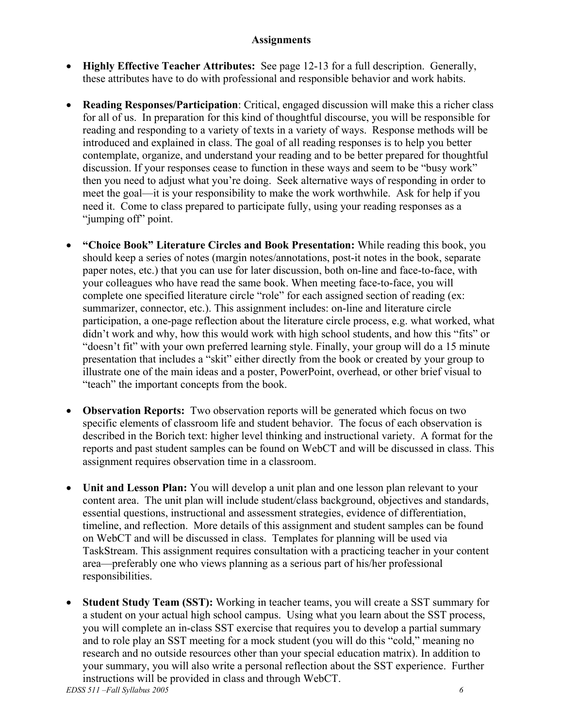## Assignments

- **Highly Effective Teacher Attributes:** See page 12-13 for a full description. Generally, these attributes have to do with professional and responsible behavior and work habits.

- **Reading Responses/Participation**: Critical, engaged discussion will make this a richer class for all of us. In preparation for this kind of thoughtful discourse, you will be responsible for reading and responding to a variety of texts in a variety of ways. Response methods will be introduced and explained in class. The goal of all reading responses is to help you better contemplate, organize, and understand your reading and to be better prepared for thoughtful discussion. If your responses cease to function in these ways and seem to be "busy work" then you need to adjust what you're doing. Seek alternative ways of responding in order to meet the goal—it is your responsibility to make the work worthwhile. Ask for help if you need it. Come to class prepared to participate fully, using your reading responses as a "jumping off" point.

- **"Choice Book" Literature Circles and Book Presentation:** While reading this book, you should keep a series of notes (margin notes/annotations, post-it notes in the book, separate paper notes, etc.) that you can use for later discussion, both on-line and face-to-face, with your colleagues who have read the same book. When meeting face-to-face, you will complete one specified literature circle "role" for each assigned section of reading (ex: summarizer, connector, etc.). This assignment includes: on-line and literature circle participation, a one-page reflection about the literature circle process, e.g. what worked, what didn't work and why, how this would work with high school students, and how this "fits" or "doesn't fit" with your own preferred learning style. Finally, your group will do a 15 minute presentation that includes a "skit" either directly from the book or created by your group to illustrate one of the main ideas and a poster, PowerPoint, overhead, or other brief visual to "teach" the important concepts from the book.

- **Observation Reports:** Two observation reports will be generated which focus on two specific elements of classroom life and student behavior. The focus of each observation is described in the Borich text: higher level thinking and instructional variety. A format for the reports and past student samples can be found on WebCT and will be discussed in class. This assignment requires observation time in a classroom.

- **Unit and Lesson Plan:** You will develop a unit plan and one lesson plan relevant to your content area. The unit plan will include student/class background, objectives and standards, essential questions, instructional and assessment strategies, evidence of differentiation, timeline, and reflection. More details of this assignment and student samples can be found on WebCT and will be discussed in class. Templates for planning will be used via TaskStream. This assignment requires consultation with a practicing teacher in your content area—preferably one who views planning as a serious part of his/her professional responsibilities.

- **Student Study Team (SST):** Working in teacher teams, you will create a SST summary for a student on your actual high school campus. Using what you learn about the SST process, you will complete an in-class SST exercise that requires you to develop a partial summary and to role play an SST meeting for a mock student (you will do this "cold," meaning no research and no outside resources other than your special education matrix). In addition to your summary, you will also write a personal reflection about the SST experience. Further instructions will be provided in class and through WebCT.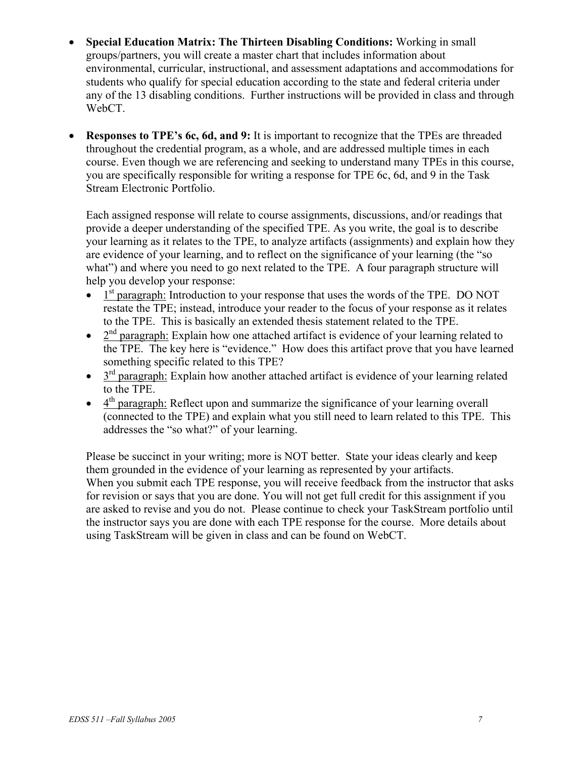- **Special Education Matrix: The Thirteen Disabling Conditions:** Working in small groups/partners, you will create a master chart that includes information about environmental, curricular, instructional, and assessment adaptations and accommodations for students who qualify for special education according to the state and federal criteria under any of the 13 disabling conditions. Further instructions will be provided in class and through WebCT.

- **Responses to TPE's 6c, 6d, and 9:** It is important to recognize that the TPEs are threaded throughout the credential program, as a whole, and are addressed multiple times in each course. Even though we are referencing and seeking to understand many TPEs in this course, you are specifically responsible for writing a response for TPE 6c, 6d, and 9 in the Task Stream Electronic Portfolio.

  Each assigned response will relate to course assignments, discussions, and/or readings that provide a deeper understanding of the specified TPE. As you write, the goal is to describe your learning as it relates to the TPE, to analyze artifacts (assignments) and explain how they are evidence of your learning, and to reflect on the significance of your learning (the "so what") and where you need to go next related to the TPE. A four paragraph structure will help you develop your response:
  - 1st paragraph: Introduction to your response that uses the words of the TPE. DO NOT restate the TPE; instead, introduce your reader to the focus of your response as it relates to the TPE. This is basically an extended thesis statement related to the TPE.
  - 2nd paragraph: Explain how one attached artifact is evidence of your learning related to the TPE. The key here is "evidence." How does this artifact prove that you have learned something specific related to this TPE?
  - 3rd paragraph: Explain how another attached artifact is evidence of your learning related to the TPE.
  - 4th paragraph: Reflect upon and summarize the significance of your learning overall (connected to the TPE) and explain what you still need to learn related to this TPE. This addresses the "so what?" of your learning.

  Please be succinct in your writing; more is NOT better. State your ideas clearly and keep them grounded in the evidence of your learning as represented by your artifacts.
  When you submit each TPE response, you will receive feedback from the instructor that asks for revision or says that you are done. You will not get full credit for this assignment if you are asked to revise and you do not. Please continue to check your TaskStream portfolio until the instructor says you are done with each TPE response for the course. More details about using TaskStream will be given in class and can be found on WebCT.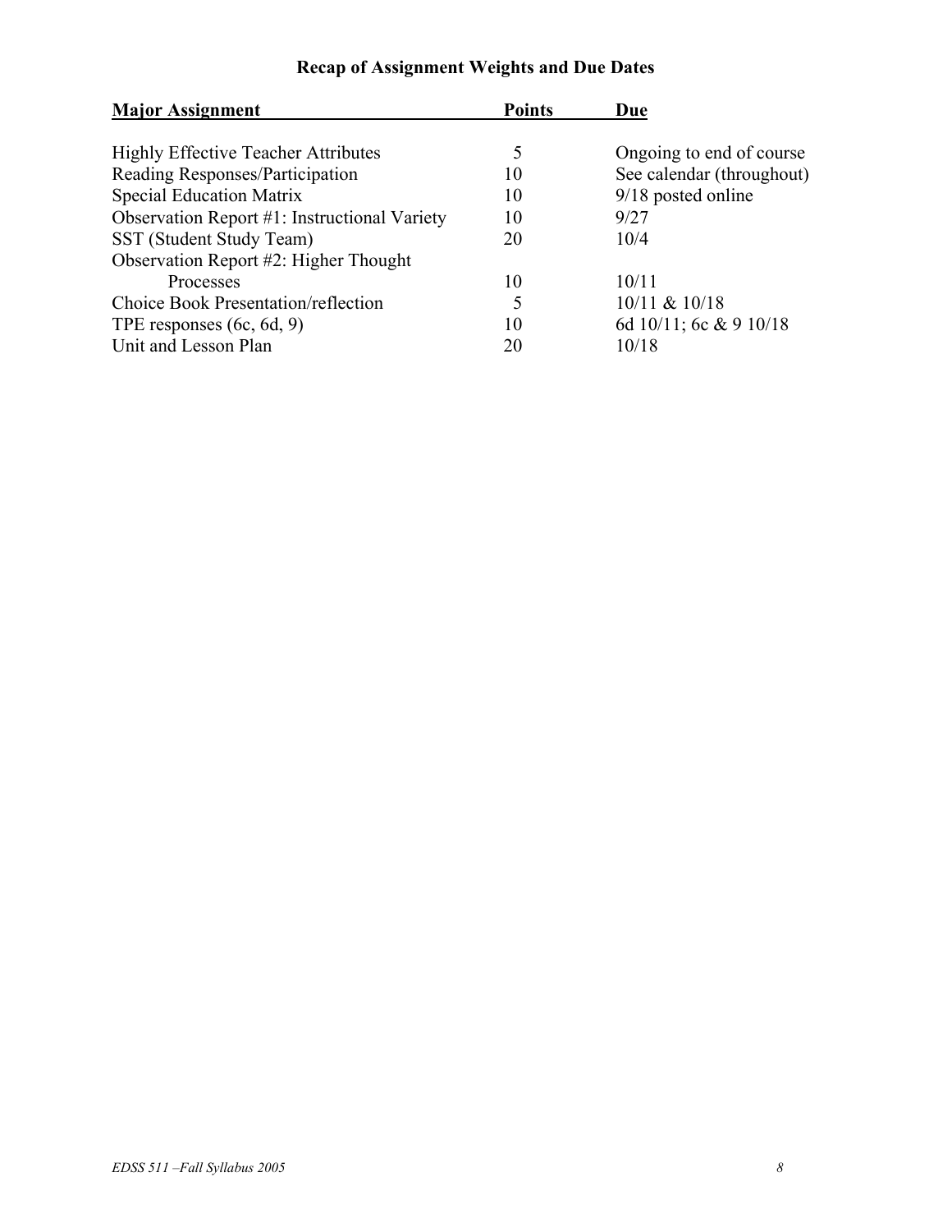## Recap of Assignment Weights and Due Dates

| Major Assignment | Points | Due |
|---|---|---|
| Highly Effective Teacher Attributes | 5 | Ongoing to end of course |
| Reading Responses/Participation | 10 | See calendar (throughout) |
| Special Education Matrix | 10 | 9/18 posted online |
| Observation Report #1: Instructional Variety | 10 | 9/27 |
| SST (Student Study Team) | 20 | 10/4 |
| Observation Report #2: Higher Thought Processes | 10 | 10/11 |
| Choice Book Presentation/reflection | 5 | 10/11 & 10/18 |
| TPE responses (6c, 6d, 9) | 10 | 6d 10/11; 6c & 9 10/18 |
| Unit and Lesson Plan | 20 | 10/18 |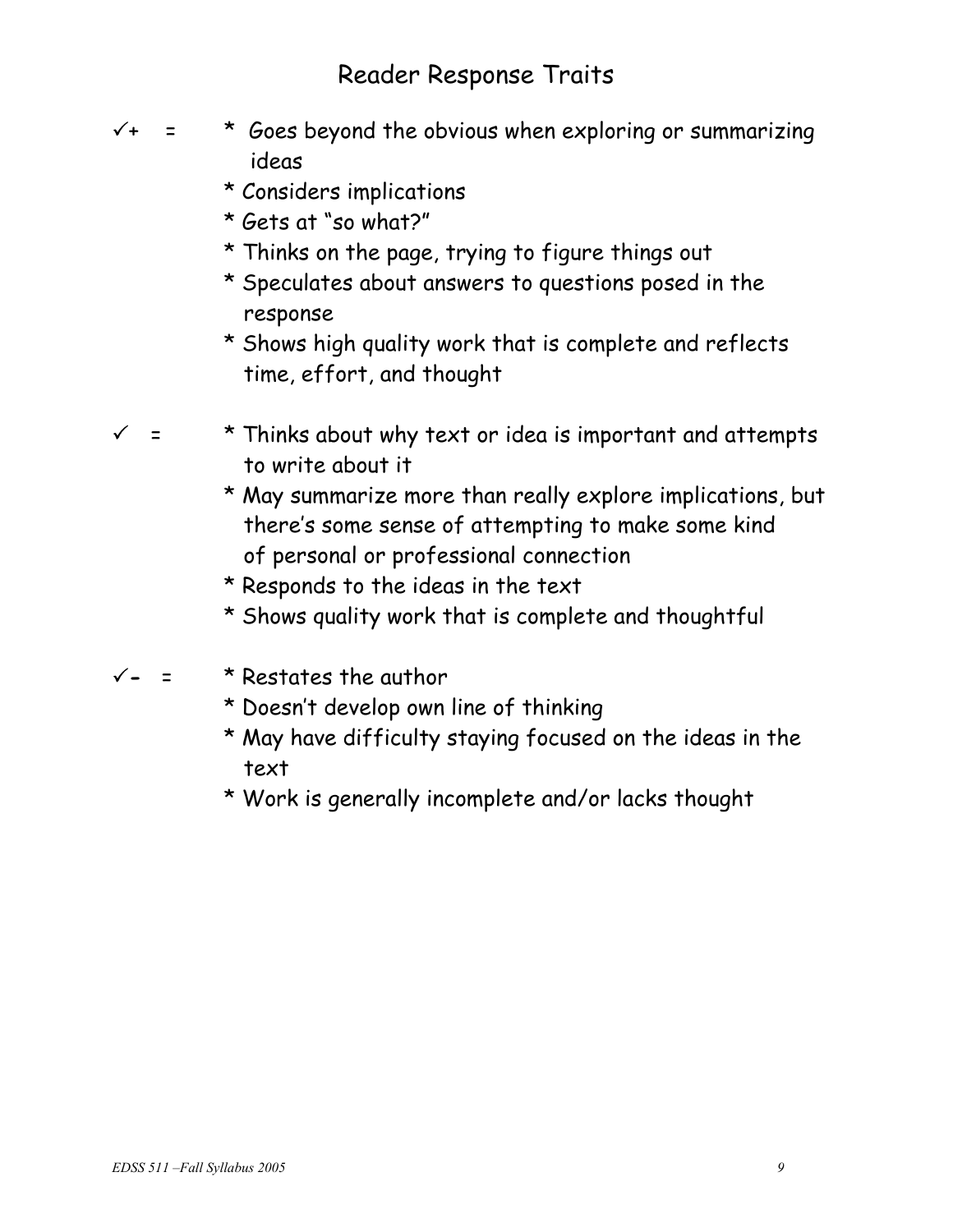# Reader Response Traits

✓+ =

* Goes beyond the obvious when exploring or summarizing ideas
* Considers implications
* Gets at "so what?"
* Thinks on the page, trying to figure things out
* Speculates about answers to questions posed in the response
* Shows high quality work that is complete and reflects time, effort, and thought

✓ =

* Thinks about why text or idea is important and attempts to write about it
* May summarize more than really explore implications, but there's some sense of attempting to make some kind of personal or professional connection
* Responds to the ideas in the text
* Shows quality work that is complete and thoughtful

✓- =

* Restates the author
* Doesn't develop own line of thinking
* May have difficulty staying focused on the ideas in the text
* Work is generally incomplete and/or lacks thought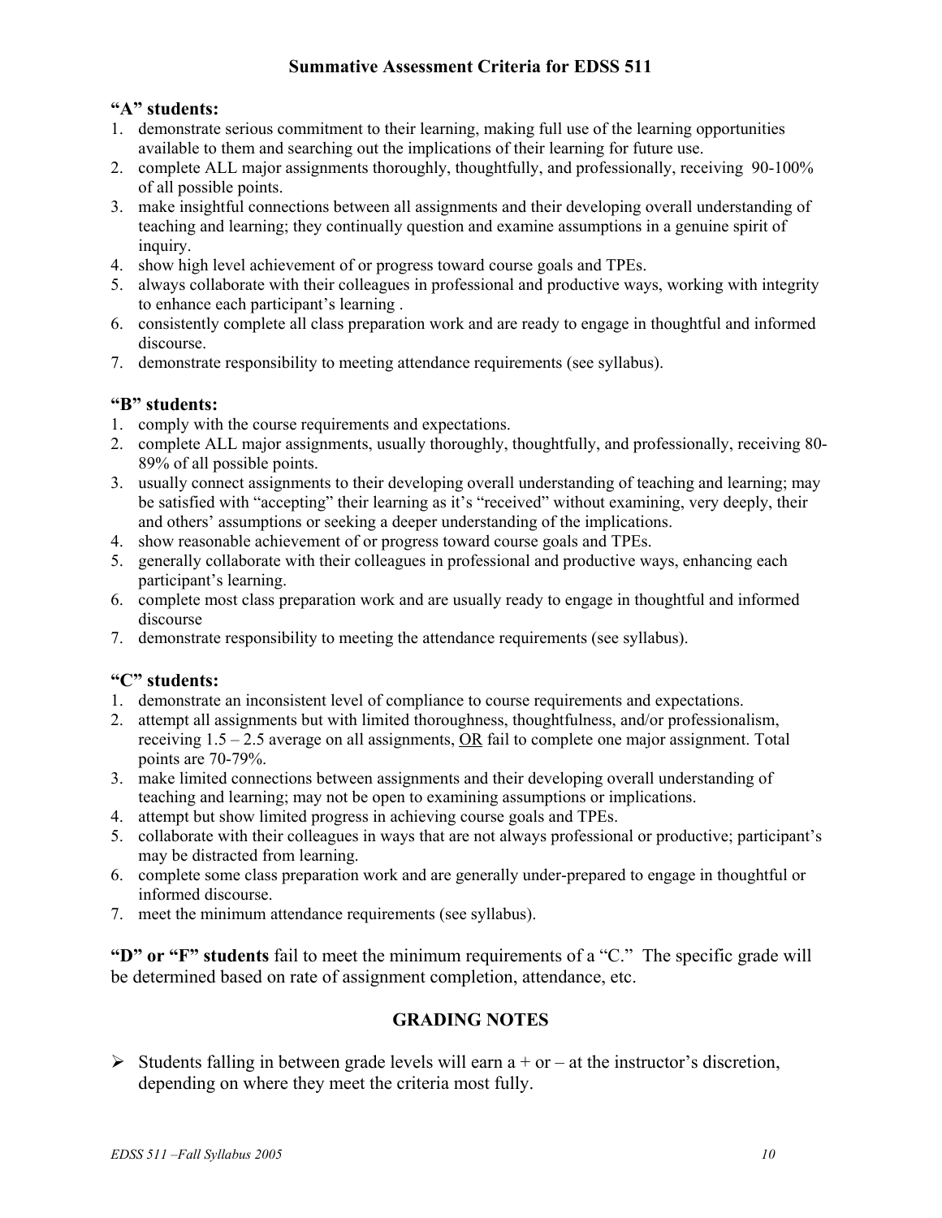## Summative Assessment Criteria for EDSS 511

### "A" students:

1. demonstrate serious commitment to their learning, making full use of the learning opportunities available to them and searching out the implications of their learning for future use.
2. complete ALL major assignments thoroughly, thoughtfully, and professionally, receiving 90-100% of all possible points.
3. make insightful connections between all assignments and their developing overall understanding of teaching and learning; they continually question and examine assumptions in a genuine spirit of inquiry.
4. show high level achievement of or progress toward course goals and TPEs.
5. always collaborate with their colleagues in professional and productive ways, working with integrity to enhance each participant's learning .
6. consistently complete all class preparation work and are ready to engage in thoughtful and informed discourse.
7. demonstrate responsibility to meeting attendance requirements (see syllabus).

### "B" students:

1. comply with the course requirements and expectations.
2. complete ALL major assignments, usually thoroughly, thoughtfully, and professionally, receiving 80-89% of all possible points.
3. usually connect assignments to their developing overall understanding of teaching and learning; may be satisfied with "accepting" their learning as it's "received" without examining, very deeply, their and others' assumptions or seeking a deeper understanding of the implications.
4. show reasonable achievement of or progress toward course goals and TPEs.
5. generally collaborate with their colleagues in professional and productive ways, enhancing each participant's learning.
6. complete most class preparation work and are usually ready to engage in thoughtful and informed discourse
7. demonstrate responsibility to meeting the attendance requirements (see syllabus).

### "C" students:

1. demonstrate an inconsistent level of compliance to course requirements and expectations.
2. attempt all assignments but with limited thoroughness, thoughtfulness, and/or professionalism, receiving 1.5 – 2.5 average on all assignments, <u>OR</u> fail to complete one major assignment. Total points are 70-79%.
3. make limited connections between assignments and their developing overall understanding of teaching and learning; may not be open to examining assumptions or implications.
4. attempt but show limited progress in achieving course goals and TPEs.
5. collaborate with their colleagues in ways that are not always professional or productive; participant's may be distracted from learning.
6. complete some class preparation work and are generally under-prepared to engage in thoughtful or informed discourse.
7. meet the minimum attendance requirements (see syllabus).

**"D" or "F" students** fail to meet the minimum requirements of a "C." The specific grade will be determined based on rate of assignment completion, attendance, etc.

## GRADING NOTES

- Students falling in between grade levels will earn a + or – at the instructor's discretion, depending on where they meet the criteria most fully.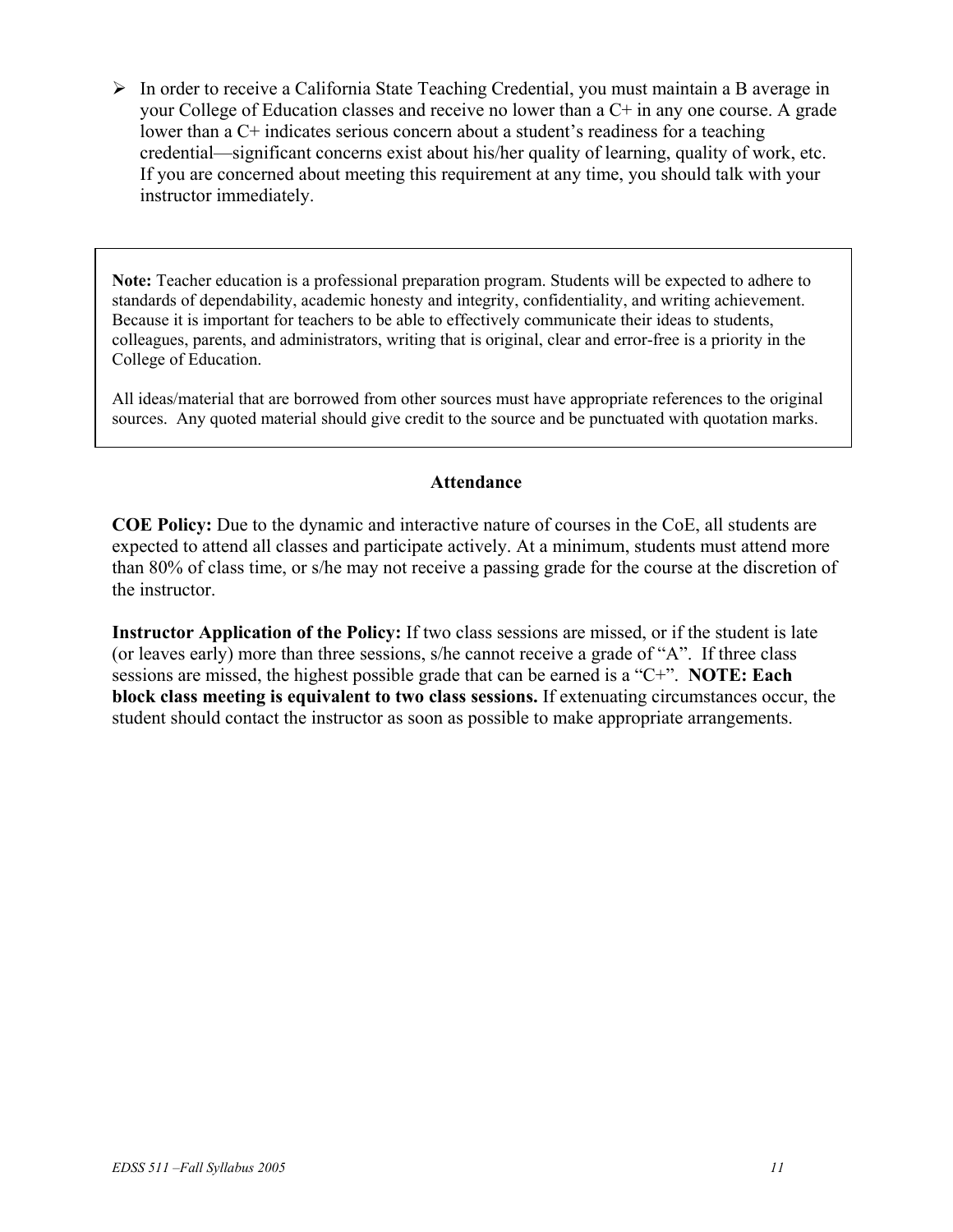- In order to receive a California State Teaching Credential, you must maintain a B average in your College of Education classes and receive no lower than a C+ in any one course. A grade lower than a C+ indicates serious concern about a student's readiness for a teaching credential—significant concerns exist about his/her quality of learning, quality of work, etc. If you are concerned about meeting this requirement at any time, you should talk with your instructor immediately.

> **Note:** Teacher education is a professional preparation program. Students will be expected to adhere to standards of dependability, academic honesty and integrity, confidentiality, and writing achievement. Because it is important for teachers to be able to effectively communicate their ideas to students, colleagues, parents, and administrators, writing that is original, clear and error-free is a priority in the College of Education.
>
> All ideas/material that are borrowed from other sources must have appropriate references to the original sources. Any quoted material should give credit to the source and be punctuated with quotation marks.

### Attendance

**COE Policy:** Due to the dynamic and interactive nature of courses in the CoE, all students are expected to attend all classes and participate actively. At a minimum, students must attend more than 80% of class time, or s/he may not receive a passing grade for the course at the discretion of the instructor.

**Instructor Application of the Policy:** If two class sessions are missed, or if the student is late (or leaves early) more than three sessions, s/he cannot receive a grade of "A". If three class sessions are missed, the highest possible grade that can be earned is a "C+". **NOTE: Each block class meeting is equivalent to two class sessions.** If extenuating circumstances occur, the student should contact the instructor as soon as possible to make appropriate arrangements.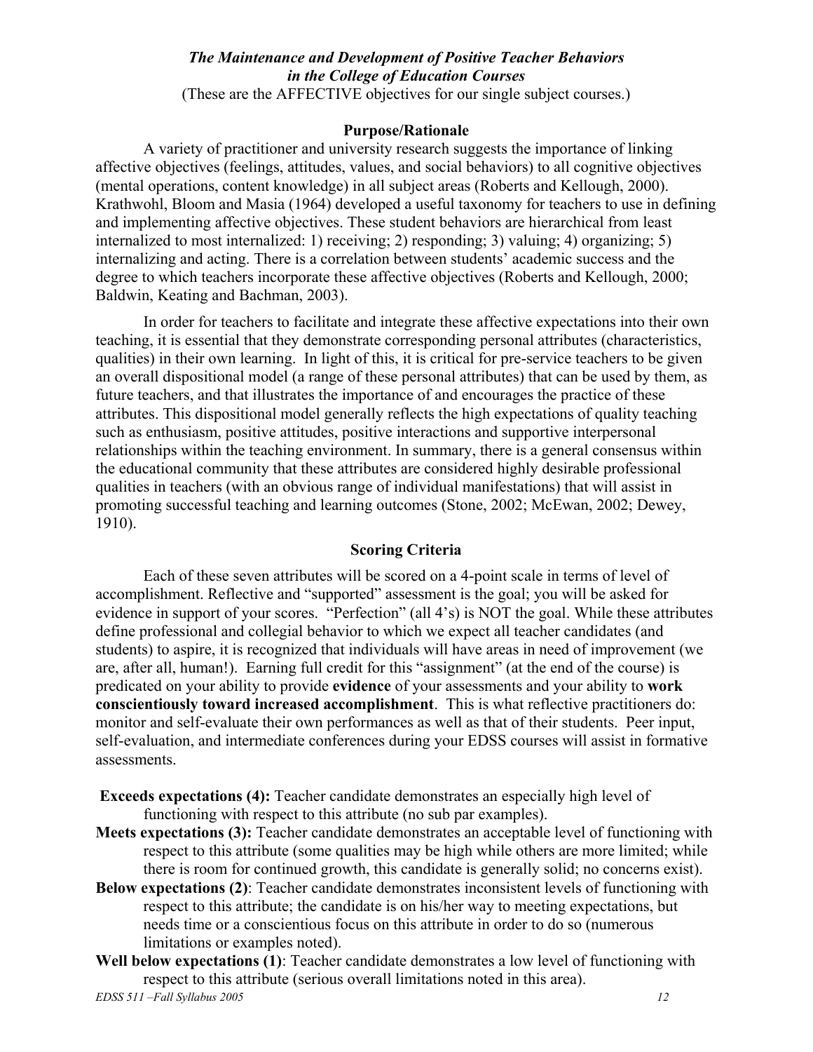# *The Maintenance and Development of Positive Teacher Behaviors in the College of Education Courses*

(These are the AFFECTIVE objectives for our single subject courses.)

## Purpose/Rationale

A variety of practitioner and university research suggests the importance of linking affective objectives (feelings, attitudes, values, and social behaviors) to all cognitive objectives (mental operations, content knowledge) in all subject areas (Roberts and Kellough, 2000). Krathwohl, Bloom and Masia (1964) developed a useful taxonomy for teachers to use in defining and implementing affective objectives. These student behaviors are hierarchical from least internalized to most internalized: 1) receiving; 2) responding; 3) valuing; 4) organizing; 5) internalizing and acting. There is a correlation between students' academic success and the degree to which teachers incorporate these affective objectives (Roberts and Kellough, 2000; Baldwin, Keating and Bachman, 2003).

In order for teachers to facilitate and integrate these affective expectations into their own teaching, it is essential that they demonstrate corresponding personal attributes (characteristics, qualities) in their own learning. In light of this, it is critical for pre-service teachers to be given an overall dispositional model (a range of these personal attributes) that can be used by them, as future teachers, and that illustrates the importance of and encourages the practice of these attributes. This dispositional model generally reflects the high expectations of quality teaching such as enthusiasm, positive attitudes, positive interactions and supportive interpersonal relationships within the teaching environment. In summary, there is a general consensus within the educational community that these attributes are considered highly desirable professional qualities in teachers (with an obvious range of individual manifestations) that will assist in promoting successful teaching and learning outcomes (Stone, 2002; McEwan, 2002; Dewey, 1910).

## Scoring Criteria

Each of these seven attributes will be scored on a 4-point scale in terms of level of accomplishment. Reflective and "supported" assessment is the goal; you will be asked for evidence in support of your scores. "Perfection" (all 4's) is NOT the goal. While these attributes define professional and collegial behavior to which we expect all teacher candidates (and students) to aspire, it is recognized that individuals will have areas in need of improvement (we are, after all, human!). Earning full credit for this "assignment" (at the end of the course) is predicated on your ability to provide **evidence** of your assessments and your ability to **work conscientiously toward increased accomplishment**. This is what reflective practitioners do: monitor and self-evaluate their own performances as well as that of their students. Peer input, self-evaluation, and intermediate conferences during your EDSS courses will assist in formative assessments.

**Exceeds expectations (4):** Teacher candidate demonstrates an especially high level of functioning with respect to this attribute (no sub par examples).

**Meets expectations (3):** Teacher candidate demonstrates an acceptable level of functioning with respect to this attribute (some qualities may be high while others are more limited; while there is room for continued growth, this candidate is generally solid; no concerns exist).

**Below expectations (2)**: Teacher candidate demonstrates inconsistent levels of functioning with respect to this attribute; the candidate is on his/her way to meeting expectations, but needs time or a conscientious focus on this attribute in order to do so (numerous limitations or examples noted).

**Well below expectations (1)**: Teacher candidate demonstrates a low level of functioning with respect to this attribute (serious overall limitations noted in this area).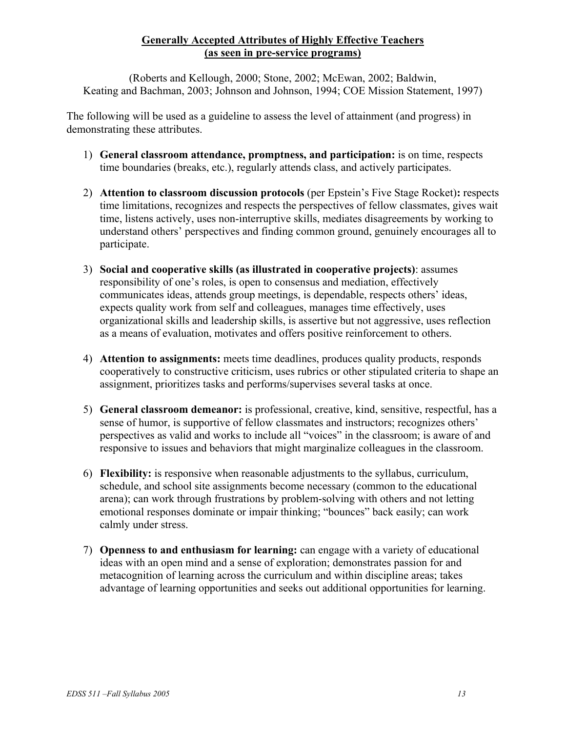## Generally Accepted Attributes of Highly Effective Teachers (as seen in pre-service programs)

(Roberts and Kellough, 2000; Stone, 2002; McEwan, 2002; Baldwin, Keating and Bachman, 2003; Johnson and Johnson, 1994; COE Mission Statement, 1997)

The following will be used as a guideline to assess the level of attainment (and progress) in demonstrating these attributes.

1) **General classroom attendance, promptness, and participation:** is on time, respects time boundaries (breaks, etc.), regularly attends class, and actively participates.

2) **Attention to classroom discussion protocols** (per Epstein's Five Stage Rocket)**:** respects time limitations, recognizes and respects the perspectives of fellow classmates, gives wait time, listens actively, uses non-interruptive skills, mediates disagreements by working to understand others' perspectives and finding common ground, genuinely encourages all to participate.

3) **Social and cooperative skills (as illustrated in cooperative projects)**: assumes responsibility of one's roles, is open to consensus and mediation, effectively communicates ideas, attends group meetings, is dependable, respects others' ideas, expects quality work from self and colleagues, manages time effectively, uses organizational skills and leadership skills, is assertive but not aggressive, uses reflection as a means of evaluation, motivates and offers positive reinforcement to others.

4) **Attention to assignments:** meets time deadlines, produces quality products, responds cooperatively to constructive criticism, uses rubrics or other stipulated criteria to shape an assignment, prioritizes tasks and performs/supervises several tasks at once.

5) **General classroom demeanor:** is professional, creative, kind, sensitive, respectful, has a sense of humor, is supportive of fellow classmates and instructors; recognizes others' perspectives as valid and works to include all "voices" in the classroom; is aware of and responsive to issues and behaviors that might marginalize colleagues in the classroom.

6) **Flexibility:** is responsive when reasonable adjustments to the syllabus, curriculum, schedule, and school site assignments become necessary (common to the educational arena); can work through frustrations by problem-solving with others and not letting emotional responses dominate or impair thinking; "bounces" back easily; can work calmly under stress.

7) **Openness to and enthusiasm for learning:** can engage with a variety of educational ideas with an open mind and a sense of exploration; demonstrates passion for and metacognition of learning across the curriculum and within discipline areas; takes advantage of learning opportunities and seeks out additional opportunities for learning.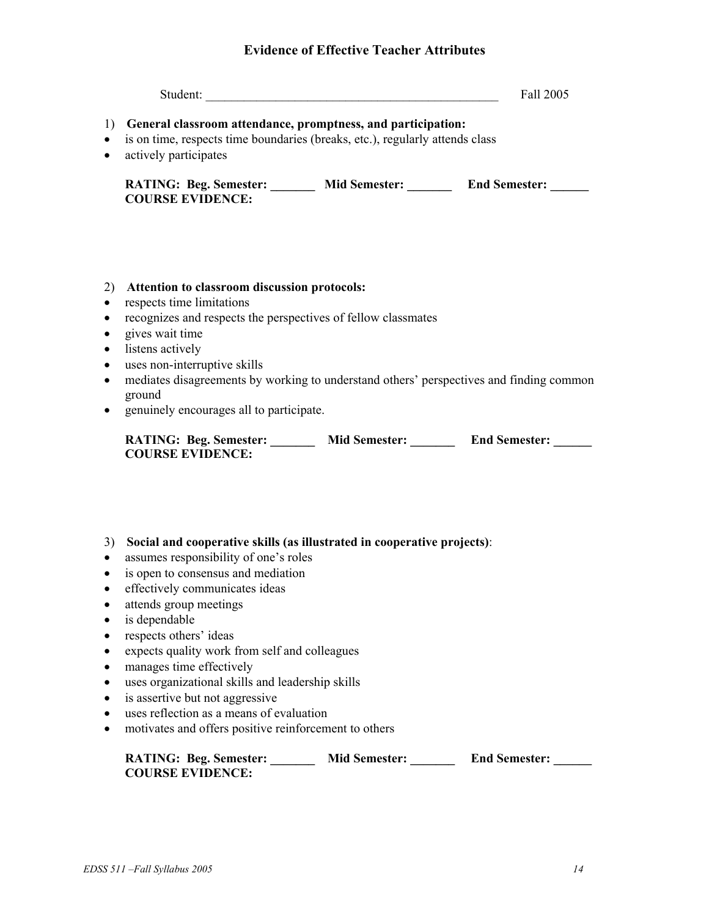## Evidence of Effective Teacher Attributes

Student: ________________________________________________ Fall 2005

1) **General classroom attendance, promptness, and participation:**

- is on time, respects time boundaries (breaks, etc.), regularly attends class
- actively participates

**RATING: Beg. Semester: _______ Mid Semester: _______ End Semester: ______**
**COURSE EVIDENCE:**

2) **Attention to classroom discussion protocols:**

- respects time limitations
- recognizes and respects the perspectives of fellow classmates
- gives wait time
- listens actively
- uses non-interruptive skills
- mediates disagreements by working to understand others' perspectives and finding common ground
- genuinely encourages all to participate.

**RATING: Beg. Semester: _______ Mid Semester: _______ End Semester: ______**
**COURSE EVIDENCE:**

3) **Social and cooperative skills (as illustrated in cooperative projects)**:

- assumes responsibility of one's roles
- is open to consensus and mediation
- effectively communicates ideas
- attends group meetings
- is dependable
- respects others' ideas
- expects quality work from self and colleagues
- manages time effectively
- uses organizational skills and leadership skills
- is assertive but not aggressive
- uses reflection as a means of evaluation
- motivates and offers positive reinforcement to others

**RATING: Beg. Semester: _______ Mid Semester: _______ End Semester: ______**
**COURSE EVIDENCE:**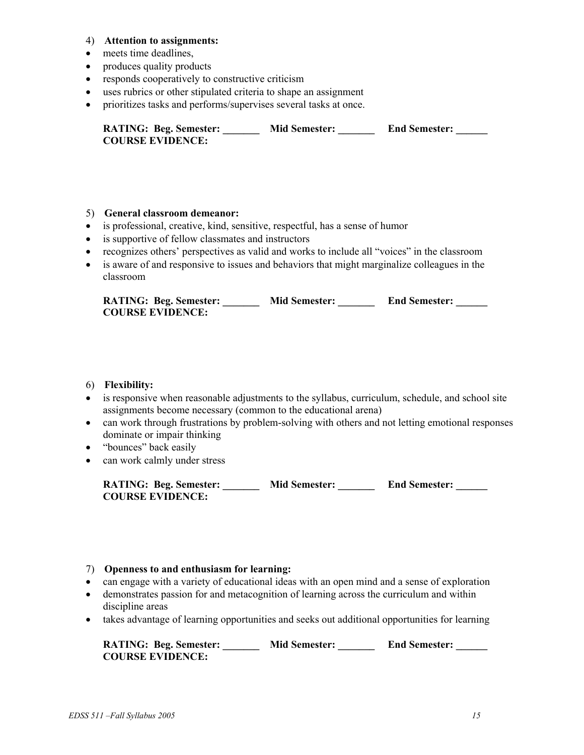4) **Attention to assignments:**

- meets time deadlines,
- produces quality products
- responds cooperatively to constructive criticism
- uses rubrics or other stipulated criteria to shape an assignment
- prioritizes tasks and performs/supervises several tasks at once.

**RATING: Beg. Semester: _______ Mid Semester: _______ End Semester: ______**
**COURSE EVIDENCE:**

5) **General classroom demeanor:**

- is professional, creative, kind, sensitive, respectful, has a sense of humor
- is supportive of fellow classmates and instructors
- recognizes others' perspectives as valid and works to include all "voices" in the classroom
- is aware of and responsive to issues and behaviors that might marginalize colleagues in the classroom

**RATING: Beg. Semester: _______ Mid Semester: _______ End Semester: ______**
**COURSE EVIDENCE:**

6) **Flexibility:**

- is responsive when reasonable adjustments to the syllabus, curriculum, schedule, and school site assignments become necessary (common to the educational arena)
- can work through frustrations by problem-solving with others and not letting emotional responses dominate or impair thinking
- "bounces" back easily
- can work calmly under stress

**RATING: Beg. Semester: _______ Mid Semester: _______ End Semester: ______**
**COURSE EVIDENCE:**

7) **Openness to and enthusiasm for learning:**

- can engage with a variety of educational ideas with an open mind and a sense of exploration
- demonstrates passion for and metacognition of learning across the curriculum and within discipline areas
- takes advantage of learning opportunities and seeks out additional opportunities for learning

**RATING: Beg. Semester: _______ Mid Semester: _______ End Semester: ______**
**COURSE EVIDENCE:**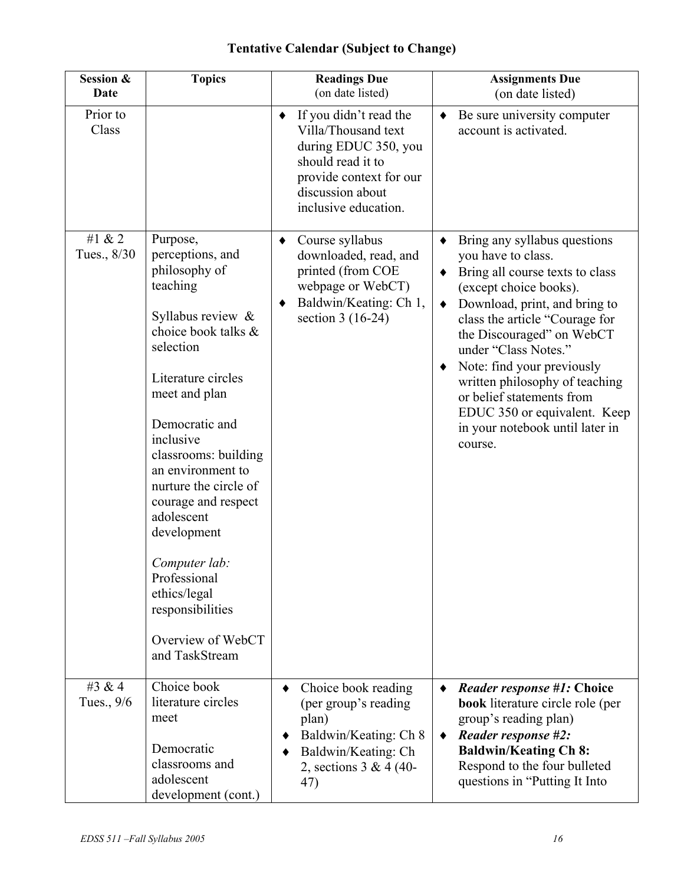**Tentative Calendar (Subject to Change)**

| Session & Date | Topics | Readings Due (on date listed) | Assignments Due (on date listed) |
|---|---|---|---|
| Prior to Class | | ♦ If you didn't read the Villa/Thousand text during EDUC 350, you should read it to provide context for our discussion about inclusive education. | ♦ Be sure university computer account is activated. |
| #1 & 2 Tues., 8/30 | Purpose, perceptions, and philosophy of teaching<br><br>Syllabus review & choice book talks & selection<br><br>Literature circles meet and plan<br><br>Democratic and inclusive classrooms: building an environment to nurture the circle of courage and respect adolescent development<br><br>*Computer lab:* Professional ethics/legal responsibilities<br><br>Overview of WebCT and TaskStream | ♦ Course syllabus downloaded, read, and printed (from COE webpage or WebCT)<br>♦ Baldwin/Keating: Ch 1, section 3 (16-24) | ♦ Bring any syllabus questions you have to class.<br>♦ Bring all course texts to class (except choice books).<br>♦ Download, print, and bring to class the article "Courage for the Discouraged" on WebCT under "Class Notes."<br>♦ Note: find your previously written philosophy of teaching or belief statements from EDUC 350 or equivalent. Keep in your notebook until later in course. |
| #3 & 4 Tues., 9/6 | Choice book literature circles meet<br><br>Democratic classrooms and adolescent development (cont.) | ♦ Choice book reading (per group's reading plan)<br>♦ Baldwin/Keating: Ch 8<br>♦ Baldwin/Keating: Ch 2, sections 3 & 4 (40-47) | ♦ ***Reader response #1:* Choice book** literature circle role (per group's reading plan)<br>♦ ***Reader response #2:* Baldwin/Keating Ch 8:** Respond to the four bulleted questions in "Putting It Into |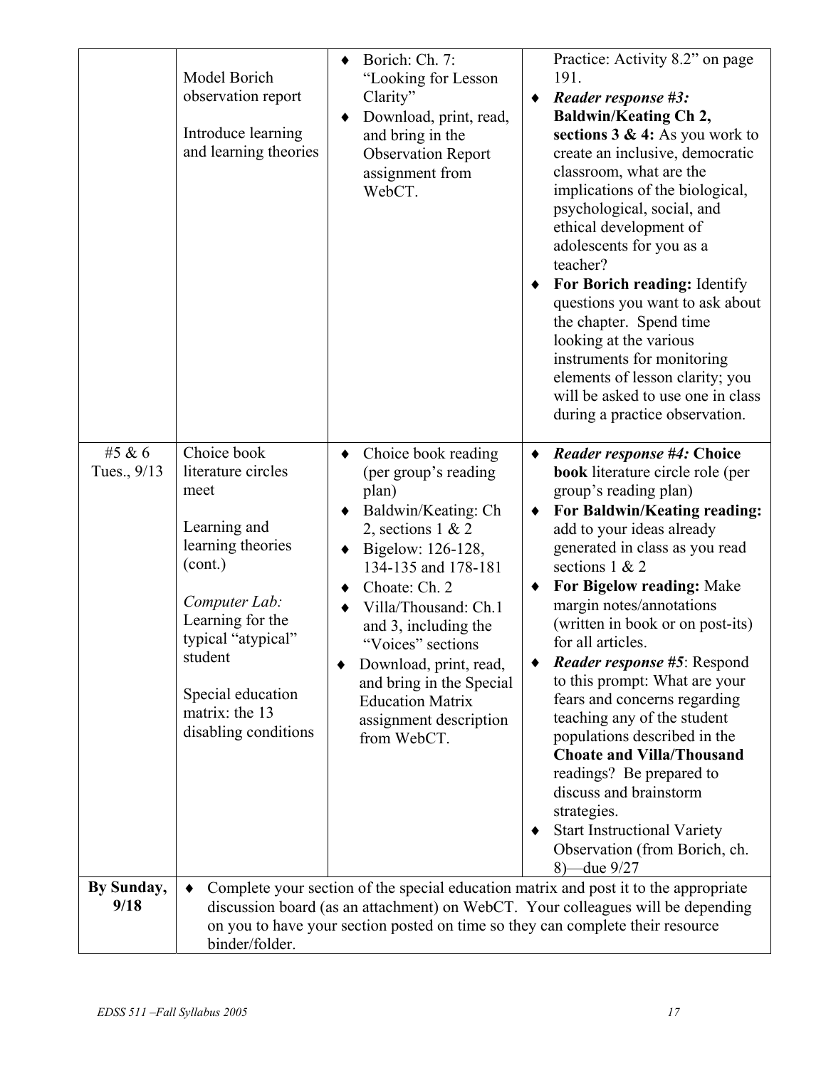| | | | |
|---|---|---|---|
| | Model Borich observation report<br><br>Introduce learning and learning theories | ♦ Borich: Ch. 7: "Looking for Lesson Clarity"<br>♦ Download, print, read, and bring in the Observation Report assignment from WebCT. | Practice: Activity 8.2" on page 191.<br>♦ ***Reader response #3:* Baldwin/Keating Ch 2, sections 3 & 4:** As you work to create an inclusive, democratic classroom, what are the implications of the biological, psychological, social, and ethical development of adolescents for you as a teacher?<br>♦ **For Borich reading:** Identify questions you want to ask about the chapter. Spend time looking at the various instruments for monitoring elements of lesson clarity; you will be asked to use one in class during a practice observation. |
| #5 & 6<br>Tues., 9/13 | Choice book literature circles meet<br><br>Learning and learning theories (cont.)<br><br>*Computer Lab:* Learning for the typical "atypical" student<br><br>Special education matrix: the 13 disabling conditions | ♦ Choice book reading (per group's reading plan)<br>♦ Baldwin/Keating: Ch 2, sections 1 & 2<br>♦ Bigelow: 126-128, 134-135 and 178-181<br>♦ Choate: Ch. 2<br>♦ Villa/Thousand: Ch.1 and 3, including the "Voices" sections<br>♦ Download, print, read, and bring in the Special Education Matrix assignment description from WebCT. | ♦ ***Reader response #4:* Choice book** literature circle role (per group's reading plan)<br>♦ **For Baldwin/Keating reading:** add to your ideas already generated in class as you read sections 1 & 2<br>♦ **For Bigelow reading:** Make margin notes/annotations (written in book or on post-its) for all articles.<br>♦ ***Reader response #5***: Respond to this prompt: What are your fears and concerns regarding teaching any of the student populations described in the **Choate and Villa/Thousand** readings? Be prepared to discuss and brainstorm strategies.<br>♦ Start Instructional Variety Observation (from Borich, ch. 8)—due 9/27 |
| **By Sunday, 9/18** | ♦ Complete your section of the special education matrix and post it to the appropriate discussion board (as an attachment) on WebCT. Your colleagues will be depending on you to have your section posted on time so they can complete their resource binder/folder. | | |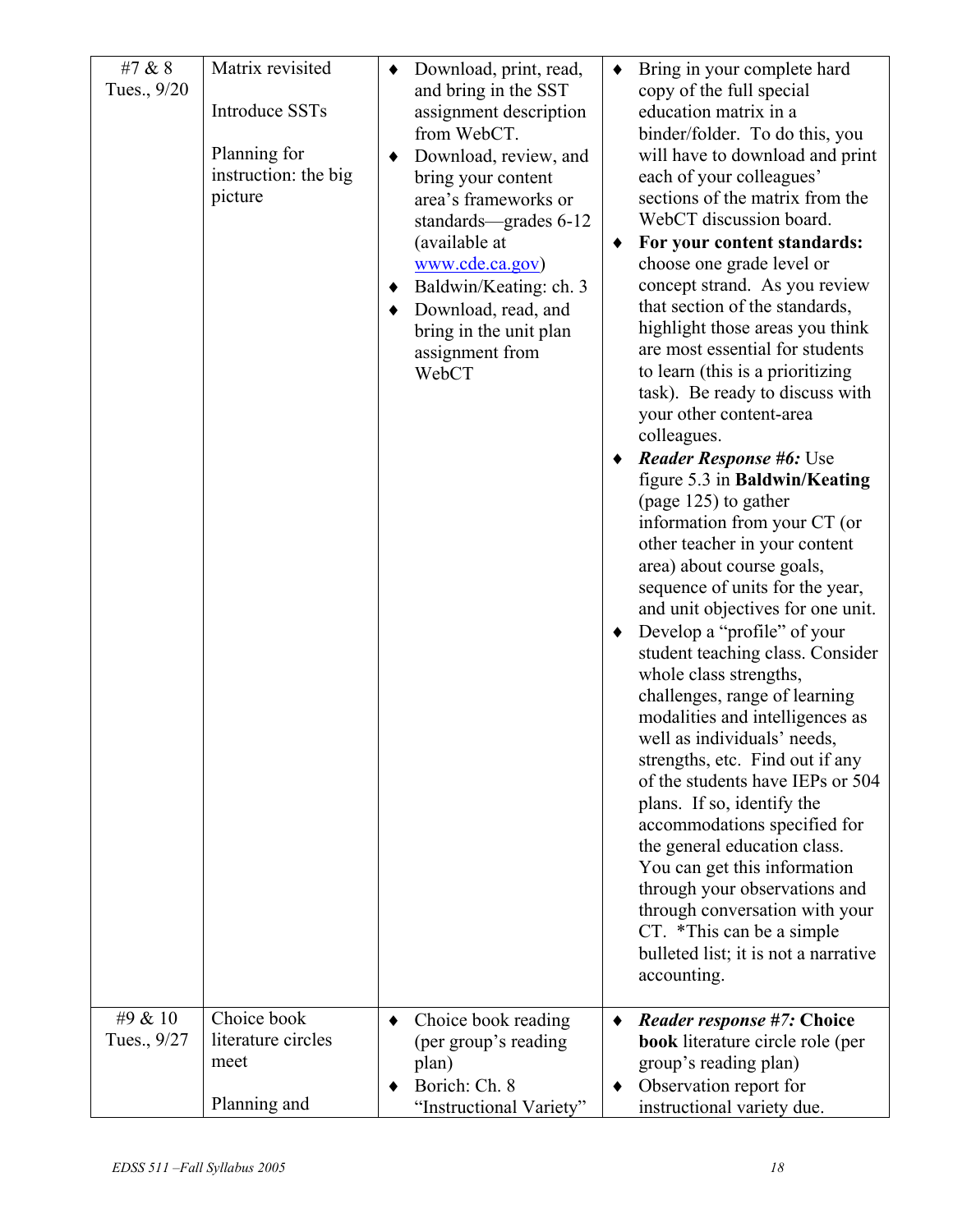| | | | |
|---|---|---|---|
| #7 & 8<br>Tues., 9/20 | Matrix revisited<br><br>Introduce SSTs<br><br>Planning for instruction: the big picture | ♦ Download, print, read, and bring in the SST assignment description from WebCT.<br>♦ Download, review, and bring your content area's frameworks or standards—grades 6-12 (available at [www.cde.ca.gov](http://www.cde.ca.gov))<br>♦ Baldwin/Keating: ch. 3<br>♦ Download, read, and bring in the unit plan assignment from WebCT | ♦ Bring in your complete hard copy of the full special education matrix in a binder/folder. To do this, you will have to download and print each of your colleagues' sections of the matrix from the WebCT discussion board.<br>♦ **For your content standards:** choose one grade level or concept strand. As you review that section of the standards, highlight those areas you think are most essential for students to learn (this is a prioritizing task). Be ready to discuss with your other content-area colleagues.<br>♦ ***Reader Response #6:*** Use figure 5.3 in **Baldwin/Keating** (page 125) to gather information from your CT (or other teacher in your content area) about course goals, sequence of units for the year, and unit objectives for one unit.<br>♦ Develop a "profile" of your student teaching class. Consider whole class strengths, challenges, range of learning modalities and intelligences as well as individuals' needs, strengths, etc. Find out if any of the students have IEPs or 504 plans. If so, identify the accommodations specified for the general education class. You can get this information through your observations and through conversation with your CT. *This can be a simple bulleted list; it is not a narrative accounting. |
| #9 & 10<br>Tues., 9/27 | Choice book literature circles meet<br><br>Planning and | ♦ Choice book reading (per group's reading plan)<br>♦ Borich: Ch. 8 "Instructional Variety" | ♦ ***Reader response #7:* Choice book** literature circle role (per group's reading plan)<br>♦ Observation report for instructional variety due. |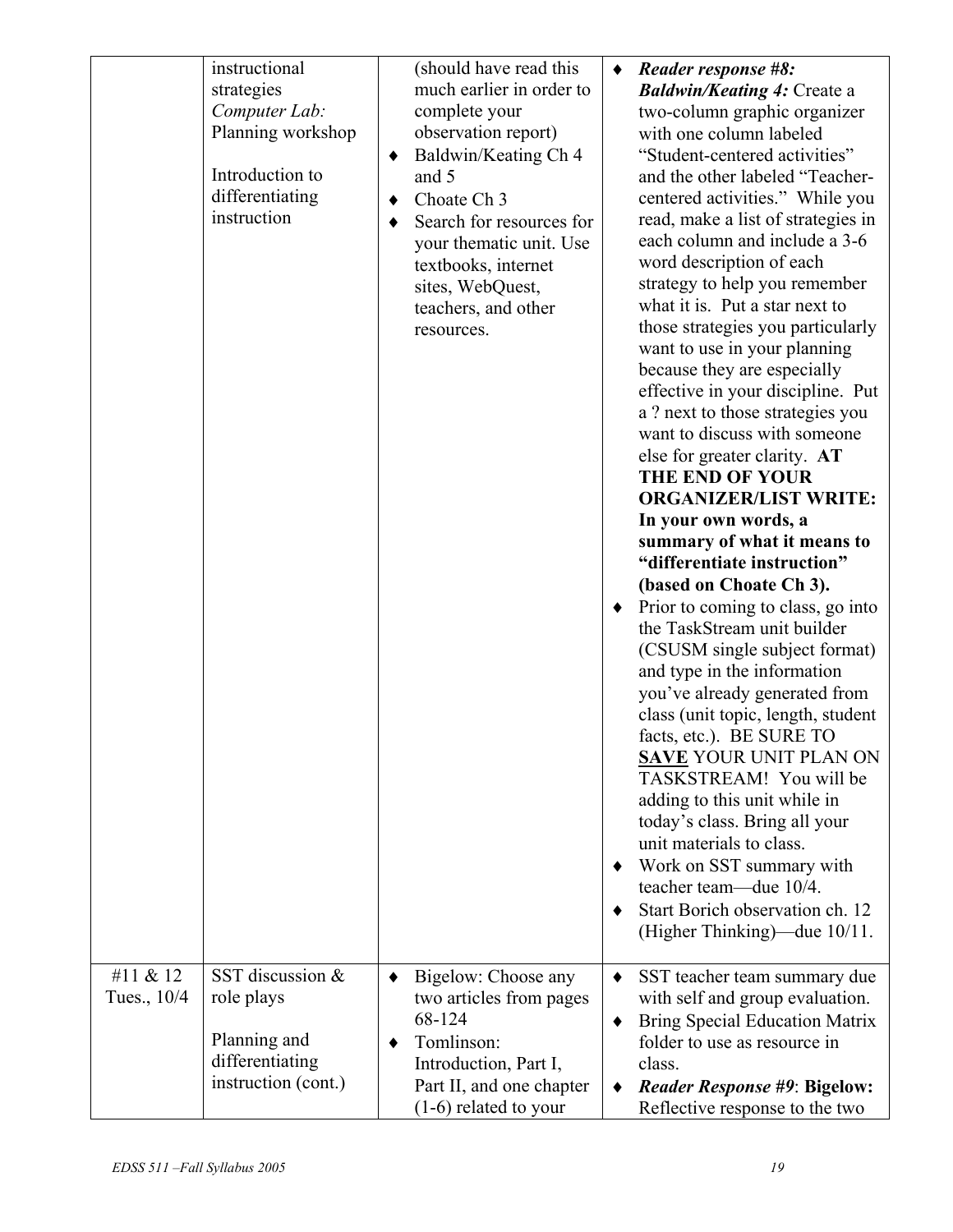| | | | |
|---|---|---|---|
| | instructional strategies<br>*Computer Lab:* Planning workshop<br><br>Introduction to differentiating instruction | (should have read this much earlier in order to complete your observation report)<br>♦ Baldwin/Keating Ch 4 and 5<br>♦ Choate Ch 3<br>♦ Search for resources for your thematic unit. Use textbooks, internet sites, WebQuest, teachers, and other resources. | ♦ ***Reader response #8: Baldwin/Keating 4:*** Create a two-column graphic organizer with one column labeled "Student-centered activities" and the other labeled "Teacher-centered activities." While you read, make a list of strategies in each column and include a 3-6 word description of each strategy to help you remember what it is. Put a star next to those strategies you particularly want to use in your planning because they are especially effective in your discipline. Put a ? next to those strategies you want to discuss with someone else for greater clarity. **AT THE END OF YOUR ORGANIZER/LIST WRITE: In your own words, a summary of what it means to "differentiate instruction" (based on Choate Ch 3).**<br>♦ Prior to coming to class, go into the TaskStream unit builder (CSUSM single subject format) and type in the information you've already generated from class (unit topic, length, student facts, etc.). BE SURE TO <u>**SAVE**</u> YOUR UNIT PLAN ON TASKSTREAM! You will be adding to this unit while in today's class. Bring all your unit materials to class.<br>♦ Work on SST summary with teacher team—due 10/4.<br>♦ Start Borich observation ch. 12 (Higher Thinking)—due 10/11. |
| #11 & 12<br>Tues., 10/4 | SST discussion & role plays<br><br>Planning and differentiating instruction (cont.) | ♦ Bigelow: Choose any two articles from pages 68-124<br>♦ Tomlinson: Introduction, Part I, Part II, and one chapter (1-6) related to your | ♦ SST teacher team summary due with self and group evaluation.<br>♦ Bring Special Education Matrix folder to use as resource in class.<br>♦ ***Reader Response #9*: Bigelow:** Reflective response to the two |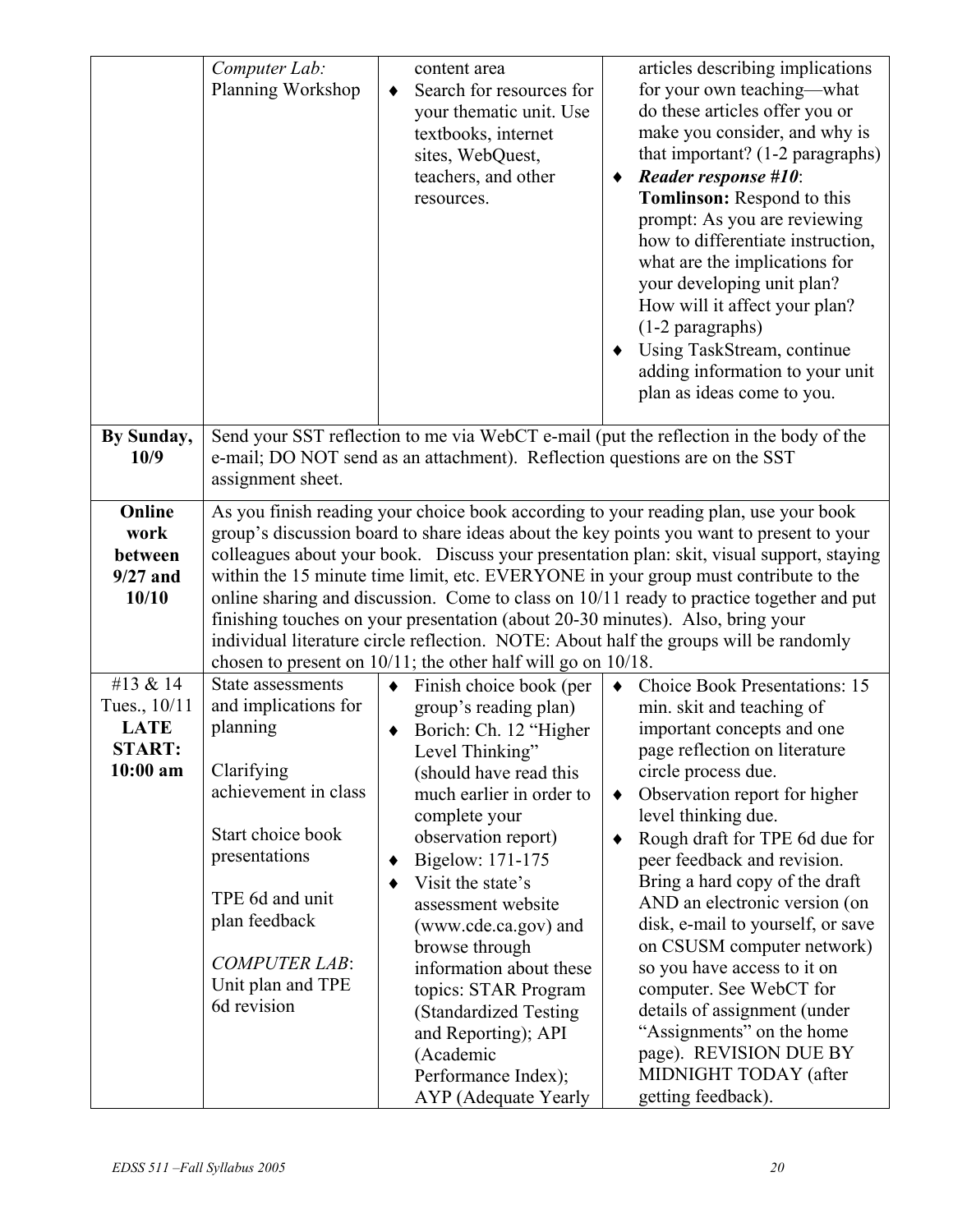| | | | |
|---|---|---|---|
| | *Computer Lab:* Planning Workshop | content area<br>♦ Search for resources for your thematic unit. Use textbooks, internet sites, WebQuest, teachers, and other resources. | articles describing implications for your own teaching—what do these articles offer you or make you consider, and why is that important? (1-2 paragraphs)<br>♦ ***Reader response #10***: **Tomlinson:** Respond to this prompt: As you are reviewing how to differentiate instruction, what are the implications for your developing unit plan? How will it affect your plan? (1-2 paragraphs)<br>♦ Using TaskStream, continue adding information to your unit plan as ideas come to you. |
| **By Sunday, 10/9** | Send your SST reflection to me via WebCT e-mail (put the reflection in the body of the e-mail; DO NOT send as an attachment). Reflection questions are on the SST assignment sheet. | | |
| **Online work between 9/27 and 10/10** | As you finish reading your choice book according to your reading plan, use your book group's discussion board to share ideas about the key points you want to present to your colleagues about your book. Discuss your presentation plan: skit, visual support, staying within the 15 minute time limit, etc. EVERYONE in your group must contribute to the online sharing and discussion. Come to class on 10/11 ready to practice together and put finishing touches on your presentation (about 20-30 minutes). Also, bring your individual literature circle reflection. NOTE: About half the groups will be randomly chosen to present on 10/11; the other half will go on 10/18. | | |
| #13 & 14 Tues., 10/11 **LATE START: 10:00 am** | State assessments and implications for planning<br><br>Clarifying achievement in class<br><br>Start choice book presentations<br><br>TPE 6d and unit plan feedback<br><br>*COMPUTER LAB*: Unit plan and TPE 6d revision | ♦ Finish choice book (per group's reading plan)<br>♦ Borich: Ch. 12 "Higher Level Thinking" (should have read this much earlier in order to complete your observation report)<br>♦ Bigelow: 171-175<br>♦ Visit the state's assessment website (www.cde.ca.gov) and browse through information about these topics: STAR Program (Standardized Testing and Reporting); API (Academic Performance Index); AYP (Adequate Yearly | ♦ Choice Book Presentations: 15 min. skit and teaching of important concepts and one page reflection on literature circle process due.<br>♦ Observation report for higher level thinking due.<br>♦ Rough draft for TPE 6d due for peer feedback and revision. Bring a hard copy of the draft AND an electronic version (on disk, e-mail to yourself, or save on CSUSM computer network) so you have access to it on computer. See WebCT for details of assignment (under "Assignments" on the home page). REVISION DUE BY MIDNIGHT TODAY (after getting feedback). |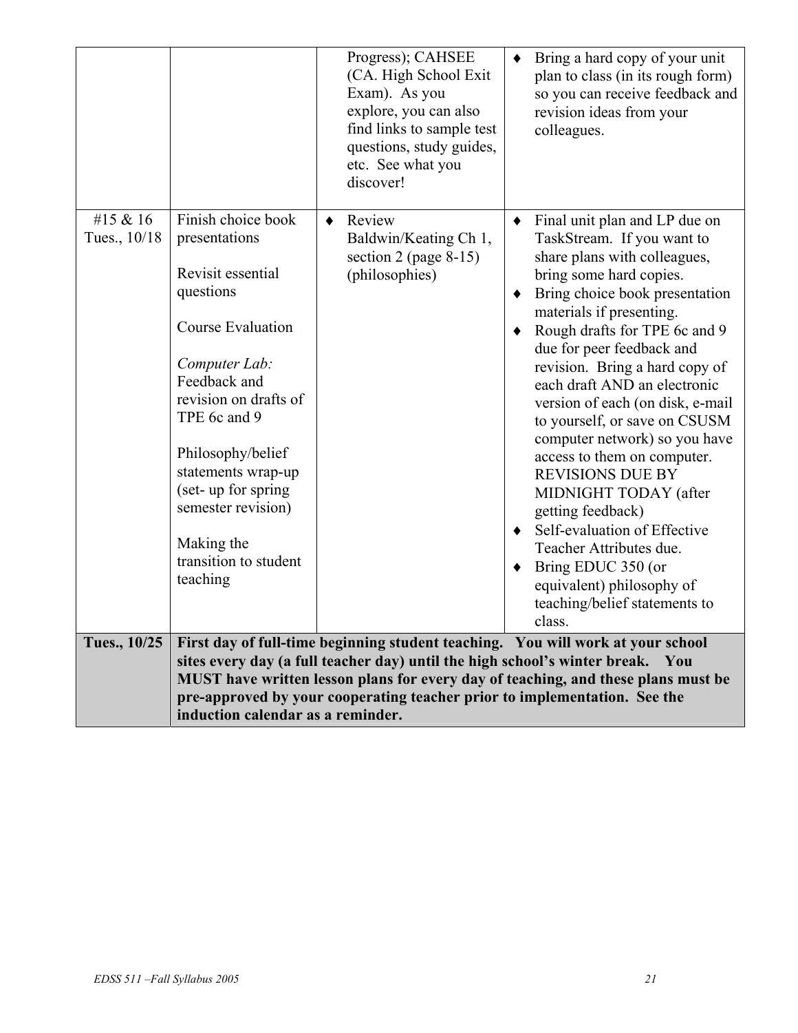| | | | |
|---|---|---|---|
| | | Progress); CAHSEE (CA. High School Exit Exam). As you explore, you can also find links to sample test questions, study guides, etc. See what you discover! | ♦ Bring a hard copy of your unit plan to class (in its rough form) so you can receive feedback and revision ideas from your colleagues. |
| #15 & 16 Tues., 10/18 | Finish choice book presentations<br><br>Revisit essential questions<br><br>Course Evaluation<br><br>*Computer Lab:* Feedback and revision on drafts of TPE 6c and 9<br><br>Philosophy/belief statements wrap-up (set- up for spring semester revision)<br><br>Making the transition to student teaching | ♦ Review Baldwin/Keating Ch 1, section 2 (page 8-15) (philosophies) | ♦ Final unit plan and LP due on TaskStream. If you want to share plans with colleagues, bring some hard copies.<br>♦ Bring choice book presentation materials if presenting.<br>♦ Rough drafts for TPE 6c and 9 due for peer feedback and revision. Bring a hard copy of each draft AND an electronic version of each (on disk, e-mail to yourself, or save on CSUSM computer network) so you have access to them on computer. REVISIONS DUE BY MIDNIGHT TODAY (after getting feedback)<br>♦ Self-evaluation of Effective Teacher Attributes due.<br>♦ Bring EDUC 350 (or equivalent) philosophy of teaching/belief statements to class. |
| **Tues., 10/25** | **First day of full-time beginning student teaching. You will work at your school sites every day (a full teacher day) until the high school's winter break. You MUST have written lesson plans for every day of teaching, and these plans must be pre-approved by your cooperating teacher prior to implementation. See the induction calendar as a reminder.** | | |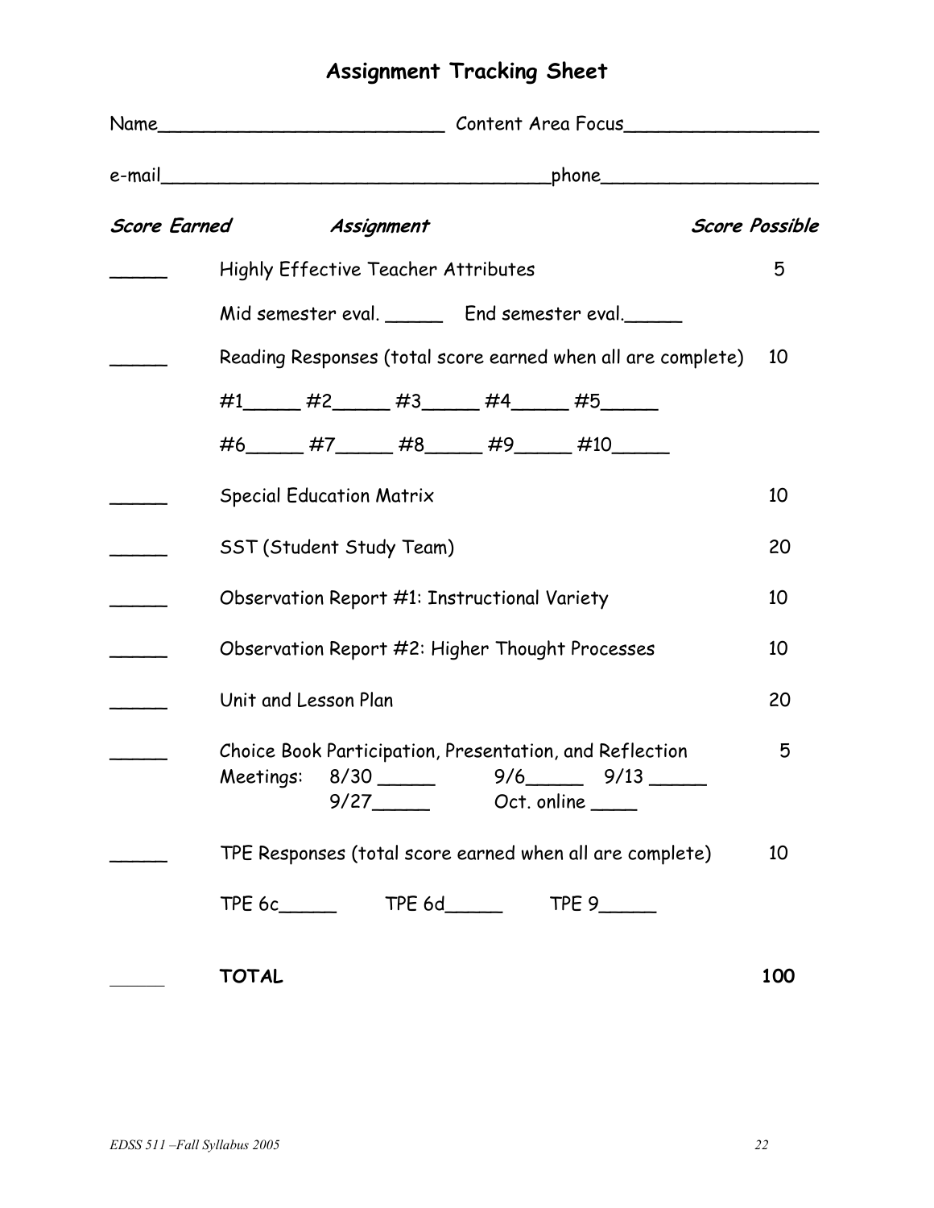# Assignment Tracking Sheet

Name__________________________ Content Area Focus_________________

e-mail___________________________________phone___________________

| *Score Earned* | *Assignment* | *Score Possible* |
|---|---|---|
| _____ | Highly Effective Teacher Attributes | 5 |
| | Mid semester eval. _____ End semester eval._____ | |
| _____ | Reading Responses (total score earned when all are complete) | 10 |
| | #1_____ #2_____ #3_____ #4_____ #5_____ | |
| | #6_____ #7_____ #8_____ #9_____ #10_____ | |
| _____ | Special Education Matrix | 10 |
| _____ | SST (Student Study Team) | 20 |
| _____ | Observation Report #1: Instructional Variety | 10 |
| _____ | Observation Report #2: Higher Thought Processes | 10 |
| _____ | Unit and Lesson Plan | 20 |
| _____ | Choice Book Participation, Presentation, and Reflection<br>Meetings: 8/30 _____ 9/6_____ 9/13 _____<br>9/27_____ Oct. online ____ | 5 |
| _____ | TPE Responses (total score earned when all are complete) | 10 |
| | TPE 6c_____ TPE 6d_____ TPE 9_____ | |
| _____ | **TOTAL** | **100** |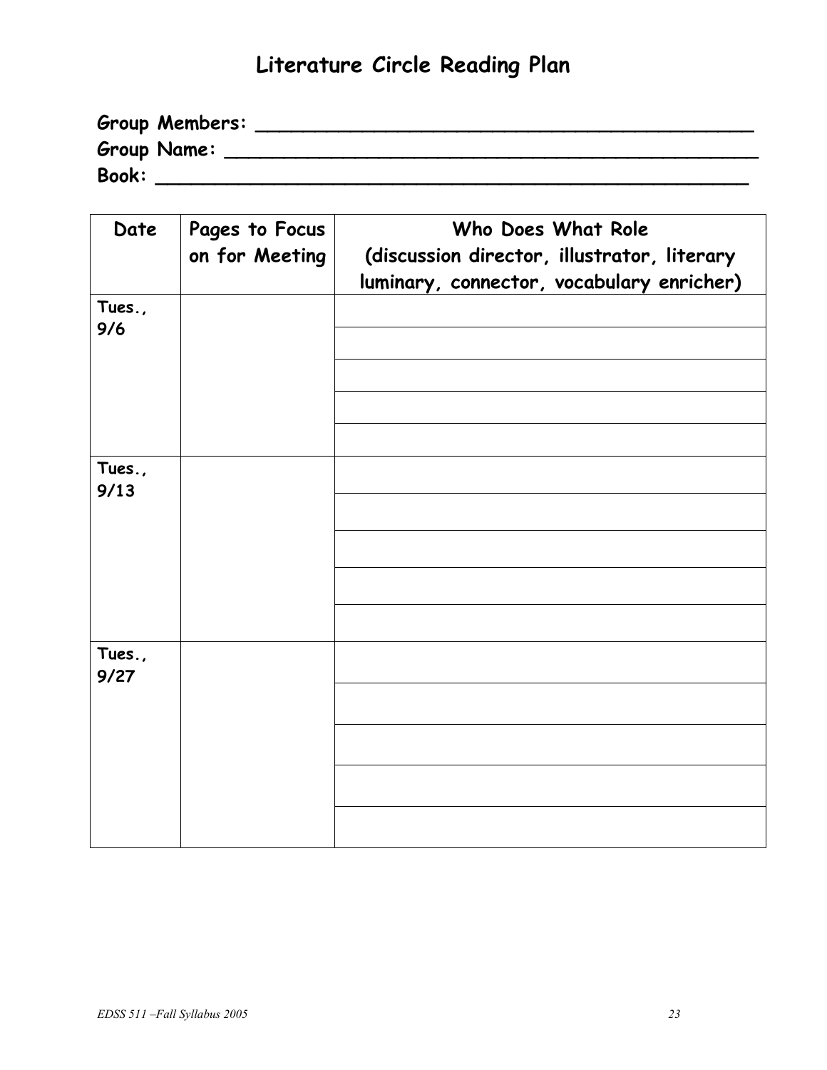# Literature Circle Reading Plan

**Group Members:** ____________________________________________

**Group Name:** ______________________________________________

**Book:** ___________________________________________________

| Date | Pages to Focus on for Meeting | Who Does What Role (discussion director, illustrator, literary luminary, connector, vocabulary enricher) |
|---|---|---|
| Tues., 9/6 | | |
| | | |
| | | |
| | | |
| | | |
| Tues., 9/13 | | |
| | | |
| | | |
| | | |
| | | |
| Tues., 9/27 | | |
| | | |
| | | |
| | | |
| | | |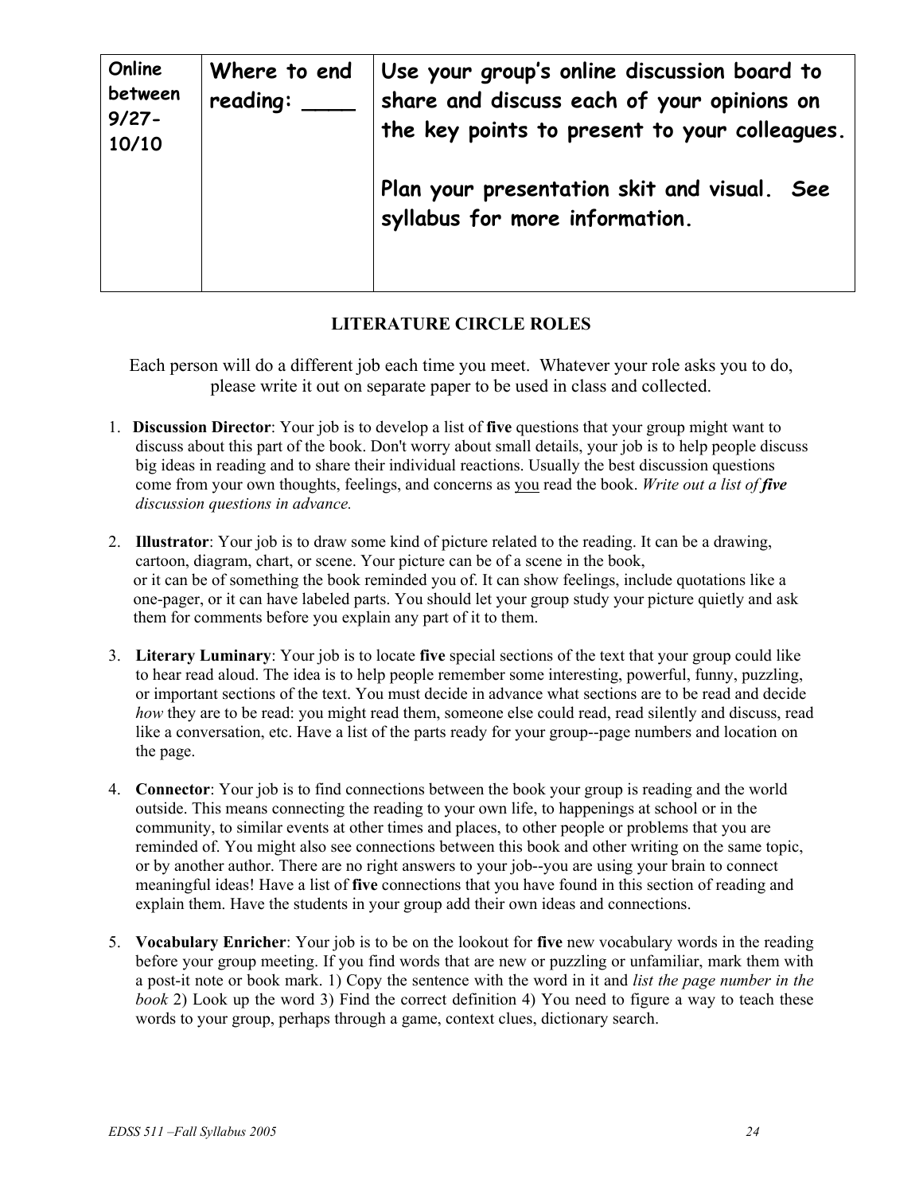| | | |
|---|---|---|
| **Online between 9/27-10/10** | **Where to end reading: ____** | **Use your group's online discussion board to share and discuss each of your opinions on the key points to present to your colleagues.**<br><br>**Plan your presentation skit and visual. See syllabus for more information.** |

## LITERATURE CIRCLE ROLES

Each person will do a different job each time you meet. Whatever your role asks you to do, please write it out on separate paper to be used in class and collected.

1. **Discussion Director**: Your job is to develop a list of **five** questions that your group might want to discuss about this part of the book. Don't worry about small details, your job is to help people discuss big ideas in reading and to share their individual reactions. Usually the best discussion questions come from your own thoughts, feelings, and concerns as you read the book. *Write out a list of **five** discussion questions in advance.*

2. **Illustrator**: Your job is to draw some kind of picture related to the reading. It can be a drawing, cartoon, diagram, chart, or scene. Your picture can be of a scene in the book, or it can be of something the book reminded you of. It can show feelings, include quotations like a one-pager, or it can have labeled parts. You should let your group study your picture quietly and ask them for comments before you explain any part of it to them.

3. **Literary Luminary**: Your job is to locate **five** special sections of the text that your group could like to hear read aloud. The idea is to help people remember some interesting, powerful, funny, puzzling, or important sections of the text. You must decide in advance what sections are to be read and decide *how* they are to be read: you might read them, someone else could read, read silently and discuss, read like a conversation, etc. Have a list of the parts ready for your group--page numbers and location on the page.

4. **Connector**: Your job is to find connections between the book your group is reading and the world outside. This means connecting the reading to your own life, to happenings at school or in the community, to similar events at other times and places, to other people or problems that you are reminded of. You might also see connections between this book and other writing on the same topic, or by another author. There are no right answers to your job--you are using your brain to connect meaningful ideas! Have a list of **five** connections that you have found in this section of reading and explain them. Have the students in your group add their own ideas and connections.

5. **Vocabulary Enricher**: Your job is to be on the lookout for **five** new vocabulary words in the reading before your group meeting. If you find words that are new or puzzling or unfamiliar, mark them with a post-it note or book mark. 1) Copy the sentence with the word in it and *list the page number in the book* 2) Look up the word 3) Find the correct definition 4) You need to figure a way to teach these words to your group, perhaps through a game, context clues, dictionary search.